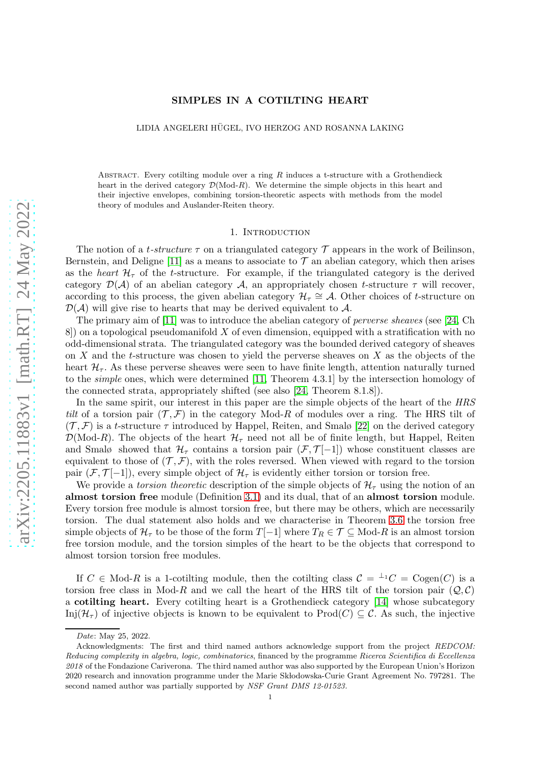# SIMPLES IN A COTILTING HEART

LIDIA ANGELERI HÜGEL, IVO HERZOG AND ROSANNA LAKING

Abstract. Every cotilting module over a ring $R$ induces a t-structure with a Grothendieck heart in the derived category $\mathcal{D}(\text{Mod-}R)$. We determine the simple objects in this heart and their injective envelopes, combining torsion-theoretic aspects with methods from the model theory of modules and Auslander-Reiten theory.

## 1. Introduction

The notion of a *t-structure* $\tau$ on a triangulated category $\mathcal{T}$ appears in the work of Beilinson, Bernstein, and Deligne [11] as a means to associate to $\mathcal{T}$ an abelian category, which then arises as the *heart* $\mathcal{H}_\tau$ of the t-structure. For example, if the triangulated category is the derived category $\mathcal{D}(\mathcal{A})$ of an abelian category $\mathcal{A}$, an appropriately chosen $t$-structure $\tau$ will recover, according to this process, the given abelian category $\mathcal{H}_\tau \cong \mathcal{A}$. Other choices of $t$-structure on $\mathcal{D}(\mathcal{A})$ will give rise to hearts that may be derived equivalent to $\mathcal{A}$.

The primary aim of [11] was to introduce the abelian category of *perverse sheaves* (see [24, Ch 8]) on a topological pseudomanifold $X$ of even dimension, equipped with a stratification with no odd-dimensional strata. The triangulated category was the bounded derived category of sheaves on $X$ and the $t$-structure was chosen to yield the perverse sheaves on $X$ as the objects of the heart $\mathcal{H}_\tau$. As these perverse sheaves were seen to have finite length, attention naturally turned to the *simple* ones, which were determined [11, Theorem 4.3.1] by the intersection homology of the connected strata, appropriately shifted (see also [24, Theorem 8.1.8]).

In the same spirit, our interest in this paper are the simple objects of the heart of the *HRS tilt* of a torsion pair $(\mathcal{T}, \mathcal{F})$ in the category Mod-$R$ of modules over a ring. The HRS tilt of $(\mathcal{T}, \mathcal{F})$ is a $t$-structure $\tau$ introduced by Happel, Reiten, and Smalø [22] on the derived category $\mathcal{D}(\text{Mod-}R)$. The objects of the heart $\mathcal{H}_\tau$ need not all be of finite length, but Happel, Reiten and Smalø showed that $\mathcal{H}_\tau$ contains a torsion pair $(\mathcal{F}, \mathcal{T}[-1])$ whose constituent classes are equivalent to those of $(\mathcal{T}, \mathcal{F})$, with the roles reversed. When viewed with regard to the torsion pair $(\mathcal{F}, \mathcal{T}[-1])$, every simple object of $\mathcal{H}_\tau$ is evidently either torsion or torsion free.

We provide a *torsion theoretic* description of the simple objects of $\mathcal{H}_\tau$ using the notion of an **almost torsion free** module (Definition 3.1) and its dual, that of an **almost torsion** module. Every torsion free module is almost torsion free, but there may be others, which are necessarily torsion. The dual statement also holds and we characterise in Theorem 3.6 the torsion free simple objects of $\mathcal{H}_\tau$ to be those of the form $T[-1]$ where $T_R \in \mathcal{T} \subseteq \text{Mod-}R$ is an almost torsion free torsion module, and the torsion simples of the heart to be the objects that correspond to almost torsion torsion free modules.

If $C \in \text{Mod-}R$ is a 1-cotilting module, then the cotilting class $\mathcal{C} = {}^{\perp_1}C = \text{Cogen}(C)$ is a torsion free class in Mod-$R$ and we call the heart of the HRS tilt of the torsion pair $(\mathcal{Q}, \mathcal{C})$ a **cotilting heart.** Every cotilting heart is a Grothendieck category [14] whose subcategory $\text{Inj}(\mathcal{H}_\tau)$ of injective objects is known to be equivalent to $\text{Prod}(C) \subseteq \mathcal{C}$. As such, the injective

---

*Date*: May 25, 2022.

Acknowledgments: The first and third named authors acknowledge support from the project *REDCOM: Reducing complexity in algebra, logic, combinatorics*, financed by the programme *Ricerca Scientifica di Eccellenza 2018* of the Fondazione Cariverona. The third named author was also supported by the European Union's Horizon 2020 research and innovation programme under the Marie Skłodowska-Curie Grant Agreement No. 797281. The second named author was partially supported by *NSF Grant DMS 12-01523.*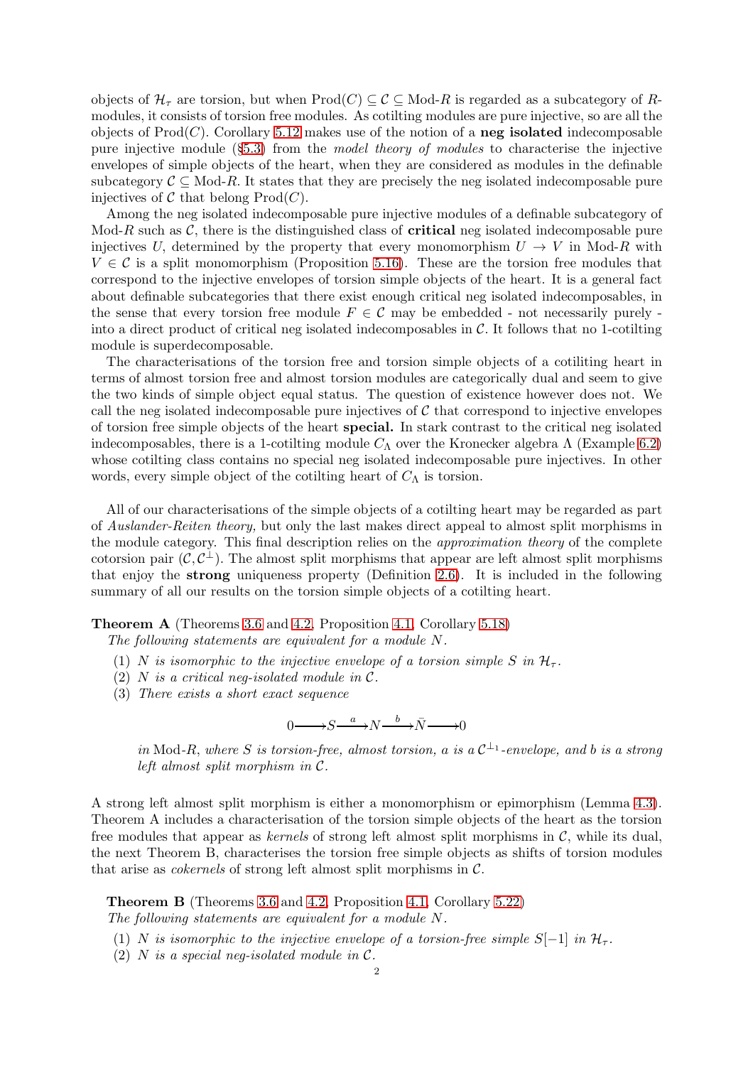objects of $\mathcal{H}_\tau$ are torsion, but when $\mathrm{Prod}(C) \subseteq \mathcal{C} \subseteq \text{Mod-}R$ is regarded as a subcategory of $R$-modules, it consists of torsion free modules. As cotilting modules are pure injective, so are all the objects of $\mathrm{Prod}(C)$. Corollary 5.12 makes use of the notion of a **neg isolated** indecomposable pure injective module (§5.3) from the *model theory of modules* to characterise the injective envelopes of simple objects of the heart, when they are considered as modules in the definable subcategory $\mathcal{C} \subseteq \text{Mod-}R$. It states that they are precisely the neg isolated indecomposable pure injectives of $\mathcal{C}$ that belong $\mathrm{Prod}(C)$.

Among the neg isolated indecomposable pure injective modules of a definable subcategory of Mod-$R$ such as $\mathcal{C}$, there is the distinguished class of **critical** neg isolated indecomposable pure injectives $U$, determined by the property that every monomorphism $U \to V$ in Mod-$R$ with $V \in \mathcal{C}$ is a split monomorphism (Proposition 5.16). These are the torsion free modules that correspond to the injective envelopes of torsion simple objects of the heart. It is a general fact about definable subcategories that there exist enough critical neg isolated indecomposables, in the sense that every torsion free module $F \in \mathcal{C}$ may be embedded - not necessarily purely - into a direct product of critical neg isolated indecomposables in $\mathcal{C}$. It follows that no 1-cotilting module is superdecomposable.

The characterisations of the torsion free and torsion simple objects of a cotiliting heart in terms of almost torsion free and almost torsion modules are categorically dual and seem to give the two kinds of simple object equal status. The question of existence however does not. We call the neg isolated indecomposable pure injectives of $\mathcal{C}$ that correspond to injective envelopes of torsion free simple objects of the heart **special.** In stark contrast to the critical neg isolated indecomposables, there is a 1-cotilting module $C_\Lambda$ over the Kronecker algebra $\Lambda$ (Example 6.2) whose cotilting class contains no special neg isolated indecomposable pure injectives. In other words, every simple object of the cotilting heart of $C_\Lambda$ is torsion.

All of our characterisations of the simple objects of a cotilting heart may be regarded as part of *Auslander-Reiten theory,* but only the last makes direct appeal to almost split morphisms in the module category. This final description relies on the *approximation theory* of the complete cotorsion pair $(\mathcal{C}, \mathcal{C}^\perp)$. The almost split morphisms that appear are left almost split morphisms that enjoy the **strong** uniqueness property (Definition 2.6). It is included in the following summary of all our results on the torsion simple objects of a cotilting heart.

**Theorem A** (Theorems 3.6 and 4.2, Proposition 4.1, Corollary 5.18)
*The following statements are equivalent for a module $N$.*

1. *$N$ is isomorphic to the injective envelope of a torsion simple $S$ in $\mathcal{H}_\tau$.*
2. *$N$ is a critical neg-isolated module in $\mathcal{C}$.*
3. *There exists a short exact sequence*

$$0 \longrightarrow S \xrightarrow{\;a\;} N \xrightarrow{\;b\;} \bar{N} \longrightarrow 0$$

*in Mod-$R$, where $S$ is torsion-free, almost torsion, $a$ is a $\mathcal{C}^{\perp_1}$-envelope, and $b$ is a strong left almost split morphism in $\mathcal{C}$.*

A strong left almost split morphism is either a monomorphism or epimorphism (Lemma 4.3). Theorem A includes a characterisation of the torsion simple objects of the heart as the torsion free modules that appear as *kernels* of strong left almost split morphisms in $\mathcal{C}$, while its dual, the next Theorem B, characterises the torsion free simple objects as shifts of torsion modules that arise as *cokernels* of strong left almost split morphisms in $\mathcal{C}$.

**Theorem B** (Theorems 3.6 and 4.2, Proposition 4.1, Corollary 5.22)
*The following statements are equivalent for a module $N$.*

1. *$N$ is isomorphic to the injective envelope of a torsion-free simple $S[-1]$ in $\mathcal{H}_\tau$.*
2. *$N$ is a special neg-isolated module in $\mathcal{C}$.*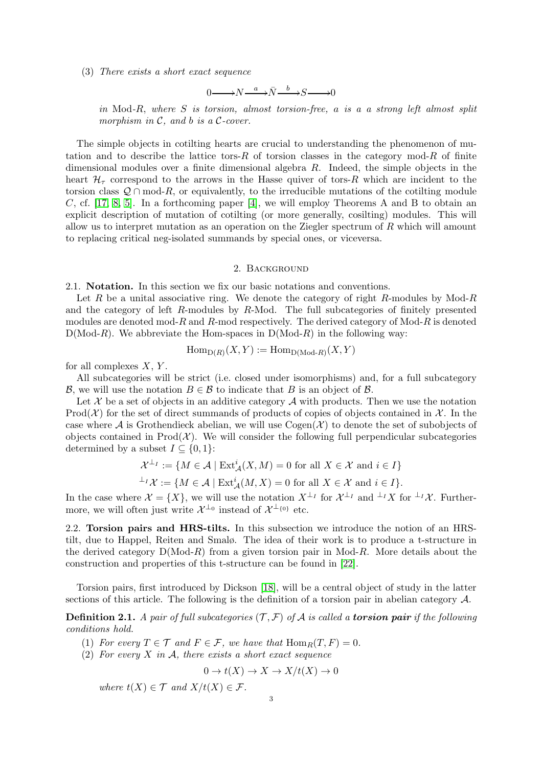(3) *There exists a short exact sequence*

$$0 \longrightarrow N \xrightarrow{a} \bar{N} \xrightarrow{b} S \longrightarrow 0$$

*in* Mod-$R$*, where* $S$ *is torsion, almost torsion-free,* $a$ *is a a strong left almost split morphism in* $\mathcal{C}$*, and* $b$ *is a* $\mathcal{C}$*-cover.*

The simple objects in cotilting hearts are crucial to understanding the phenomenon of mutation and to describe the lattice tors-$R$ of torsion classes in the category mod-$R$ of finite dimensional modules over a finite dimensional algebra $R$. Indeed, the simple objects in the heart $\mathcal{H}_\tau$ correspond to the arrows in the Hasse quiver of tors-$R$ which are incident to the torsion class $\mathcal{Q} \cap \text{mod-}R$, or equivalently, to the irreducible mutations of the cotilting module $C$, cf. [17, 8, 5]. In a forthcoming paper [4], we will employ Theorems A and B to obtain an explicit description of mutation of cotilting (or more generally, cosilting) modules. This will allow us to interpret mutation as an operation on the Ziegler spectrum of $R$ which will amount to replacing critical neg-isolated summands by special ones, or viceversa.

## 2. Background

**2.1. Notation.** In this section we fix our basic notations and conventions.

Let $R$ be a unital associative ring. We denote the category of right $R$-modules by Mod-$R$ and the category of left $R$-modules by $R$-Mod. The full subcategories of finitely presented modules are denoted mod-$R$ and $R$-mod respectively. The derived category of Mod-$R$ is denoted D(Mod-$R$). We abbreviate the Hom-spaces in D(Mod-$R$) in the following way:

$$\text{Hom}_{\text{D}(R)}(X, Y) := \text{Hom}_{\text{D}(\text{Mod-}R)}(X, Y)$$

for all complexes $X$, $Y$.

All subcategories will be strict (i.e. closed under isomorphisms) and, for a full subcategory $\mathcal{B}$, we will use the notation $B \in \mathcal{B}$ to indicate that $B$ is an object of $\mathcal{B}$.

Let $\mathcal{X}$ be a set of objects in an additive category $\mathcal{A}$ with products. Then we use the notation $\text{Prod}(\mathcal{X})$ for the set of direct summands of products of copies of objects contained in $\mathcal{X}$. In the case where $\mathcal{A}$ is Grothendieck abelian, we will use $\text{Cogen}(\mathcal{X})$ to denote the set of subobjects of objects contained in $\text{Prod}(\mathcal{X})$. We will consider the following full perpendicular subcategories determined by a subset $I \subseteq \{0, 1\}$:

$$\mathcal{X}^{\perp_I} := \{M \in \mathcal{A} \mid \text{Ext}^i_{\mathcal{A}}(X, M) = 0 \text{ for all } X \in \mathcal{X} \text{ and } i \in I\}$$

$${}^{\perp_I}\mathcal{X} := \{M \in \mathcal{A} \mid \text{Ext}^i_{\mathcal{A}}(M, X) = 0 \text{ for all } X \in \mathcal{X} \text{ and } i \in I\}.$$

In the case where $\mathcal{X} = \{X\}$, we will use the notation $X^{\perp_I}$ for $\mathcal{X}^{\perp_I}$ and ${}^{\perp_I}X$ for ${}^{\perp_I}\mathcal{X}$. Furthermore, we will often just write $\mathcal{X}^{\perp_0}$ instead of $\mathcal{X}^{\perp_{\{0\}}}$ etc.

**2.2. Torsion pairs and HRS-tilts.** In this subsection we introduce the notion of an HRS-tilt, due to Happel, Reiten and Smalø. The idea of their work is to produce a t-structure in the derived category D(Mod-$R$) from a given torsion pair in Mod-$R$. More details about the construction and properties of this t-structure can be found in [22].

Torsion pairs, first introduced by Dickson [18], will be a central object of study in the latter sections of this article. The following is the definition of a torsion pair in abelian category $\mathcal{A}$.

**Definition 2.1.** *A pair of full subcategories* $(\mathcal{T}, \mathcal{F})$ *of* $\mathcal{A}$ *is called a* ***torsion pair*** *if the following conditions hold.*

(1) *For every* $T \in \mathcal{T}$ *and* $F \in \mathcal{F}$*, we have that* $\text{Hom}_R(T, F) = 0$*.*

(2) *For every* $X$ *in* $\mathcal{A}$*, there exists a short exact sequence*

$$0 \to t(X) \to X \to X/t(X) \to 0$$

*where* $t(X) \in \mathcal{T}$ *and* $X/t(X) \in \mathcal{F}$*.*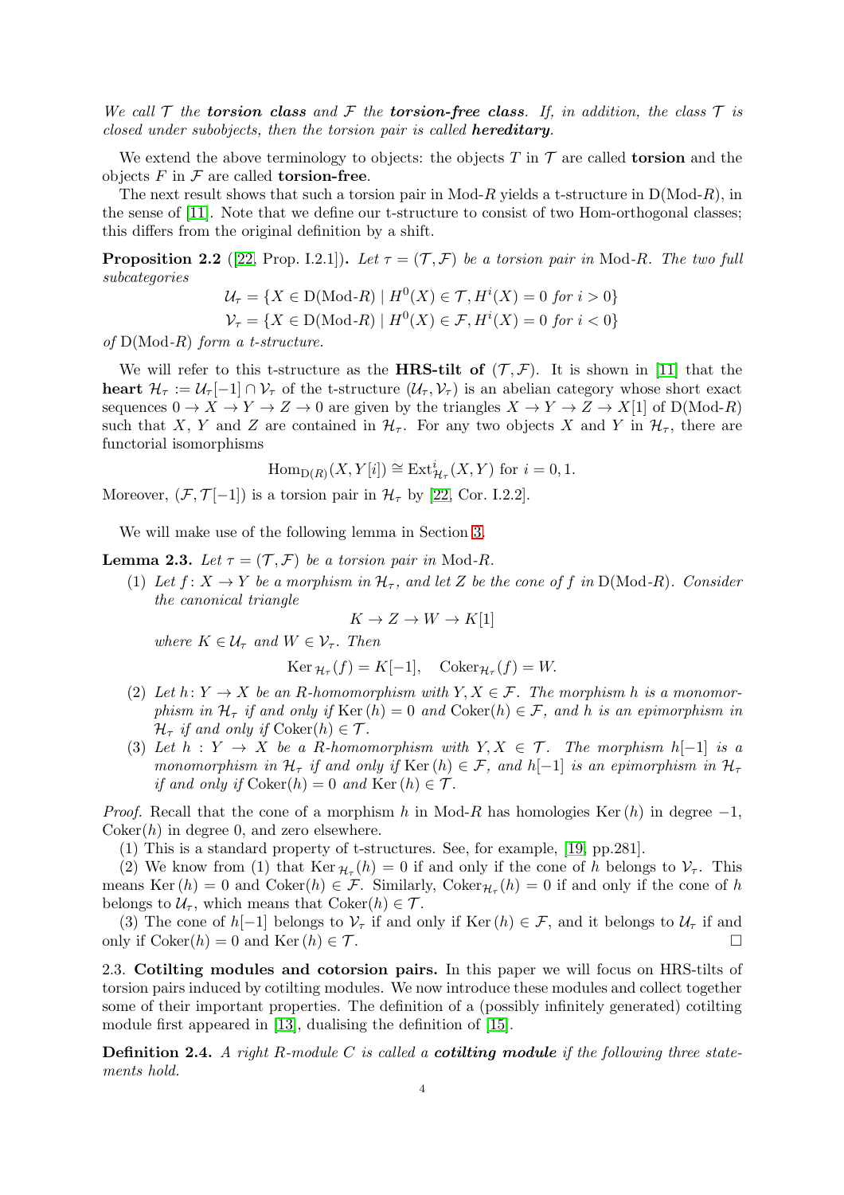*We call $\mathcal{T}$ the* ***torsion class*** *and $\mathcal{F}$ the* ***torsion-free class****. If, in addition, the class $\mathcal{T}$ is closed under subobjects, then the torsion pair is called* ***hereditary****.*

We extend the above terminology to objects: the objects $T$ in $\mathcal{T}$ are called **torsion** and the objects $F$ in $\mathcal{F}$ are called **torsion-free**.

The next result shows that such a torsion pair in Mod-$R$ yields a t-structure in $\mathrm{D}(\text{Mod-}R)$, in the sense of [11]. Note that we define our t-structure to consist of two Hom-orthogonal classes; this differs from the original definition by a shift.

**Proposition 2.2** ([22, Prop. I.2.1])**.** *Let $\tau = (\mathcal{T}, \mathcal{F})$ be a torsion pair in Mod-$R$. The two full subcategories*

$$\mathcal{U}_\tau = \{X \in \mathrm{D}(\text{Mod-}R) \mid H^0(X) \in \mathcal{T}, H^i(X) = 0 \text{ for } i > 0\}$$
$$\mathcal{V}_\tau = \{X \in \mathrm{D}(\text{Mod-}R) \mid H^0(X) \in \mathcal{F}, H^i(X) = 0 \text{ for } i < 0\}$$

*of $\mathrm{D}(\text{Mod-}R)$ form a t-structure.*

We will refer to this t-structure as the **HRS-tilt of** $(\mathcal{T}, \mathcal{F})$. It is shown in [11] that the **heart** $\mathcal{H}_\tau := \mathcal{U}_\tau[-1] \cap \mathcal{V}_\tau$ of the t-structure $(\mathcal{U}_\tau, \mathcal{V}_\tau)$ is an abelian category whose short exact sequences $0 \to X \to Y \to Z \to 0$ are given by the triangles $X \to Y \to Z \to X[1]$ of $\mathrm{D}(\text{Mod-}R)$ such that $X$, $Y$ and $Z$ are contained in $\mathcal{H}_\tau$. For any two objects $X$ and $Y$ in $\mathcal{H}_\tau$, there are functorial isomorphisms

$$\mathrm{Hom}_{\mathrm{D}(R)}(X, Y[i]) \cong \mathrm{Ext}^i_{\mathcal{H}_\tau}(X, Y) \text{ for } i = 0, 1.$$

Moreover, $(\mathcal{F}, \mathcal{T}[-1])$ is a torsion pair in $\mathcal{H}_\tau$ by [22, Cor. I.2.2].

We will make use of the following lemma in Section 3.

**Lemma 2.3.** *Let $\tau = (\mathcal{T}, \mathcal{F})$ be a torsion pair in Mod-$R$.*

(1) *Let $f \colon X \to Y$ be a morphism in $\mathcal{H}_\tau$, and let $Z$ be the cone of $f$ in $\mathrm{D}(\text{Mod-}R)$. Consider the canonical triangle*
$$K \to Z \to W \to K[1]$$
*where $K \in \mathcal{U}_\tau$ and $W \in \mathcal{V}_\tau$. Then*
$$\mathrm{Ker}_{\mathcal{H}_\tau}(f) = K[-1], \quad \mathrm{Coker}_{\mathcal{H}_\tau}(f) = W.$$

(2) *Let $h \colon Y \to X$ be an $R$-homomorphism with $Y, X \in \mathcal{F}$. The morphism $h$ is a monomorphism in $\mathcal{H}_\tau$ if and only if $\mathrm{Ker}\,(h) = 0$ and $\mathrm{Coker}(h) \in \mathcal{F}$, and $h$ is an epimorphism in $\mathcal{H}_\tau$ if and only if $\mathrm{Coker}(h) \in \mathcal{T}$.*

(3) *Let $h : Y \to X$ be a $R$-homomorphism with $Y, X \in \mathcal{T}$. The morphism $h[-1]$ is a monomorphism in $\mathcal{H}_\tau$ if and only if $\mathrm{Ker}\,(h) \in \mathcal{F}$, and $h[-1]$ is an epimorphism in $\mathcal{H}_\tau$ if and only if $\mathrm{Coker}(h) = 0$ and $\mathrm{Ker}\,(h) \in \mathcal{T}$.*

*Proof.* Recall that the cone of a morphism $h$ in Mod-$R$ has homologies $\mathrm{Ker}\,(h)$ in degree $-1$, $\mathrm{Coker}(h)$ in degree 0, and zero elsewhere.

(1) This is a standard property of t-structures. See, for example, [19, pp.281].

(2) We know from (1) that $\mathrm{Ker}_{\mathcal{H}_\tau}(h) = 0$ if and only if the cone of $h$ belongs to $\mathcal{V}_\tau$. This means $\mathrm{Ker}\,(h) = 0$ and $\mathrm{Coker}(h) \in \mathcal{F}$. Similarly, $\mathrm{Coker}_{\mathcal{H}_\tau}(h) = 0$ if and only if the cone of $h$ belongs to $\mathcal{U}_\tau$, which means that $\mathrm{Coker}(h) \in \mathcal{T}$.

(3) The cone of $h[-1]$ belongs to $\mathcal{V}_\tau$ if and only if $\mathrm{Ker}\,(h) \in \mathcal{F}$, and it belongs to $\mathcal{U}_\tau$ if and only if $\mathrm{Coker}(h) = 0$ and $\mathrm{Ker}\,(h) \in \mathcal{T}$. $\square$

2.3. **Cotilting modules and cotorsion pairs.** In this paper we will focus on HRS-tilts of torsion pairs induced by cotilting modules. We now introduce these modules and collect together some of their important properties. The definition of a (possibly infinitely generated) cotilting module first appeared in [13], dualising the definition of [15].

**Definition 2.4.** *A right $R$-module $C$ is called a* ***cotilting module*** *if the following three statements hold.*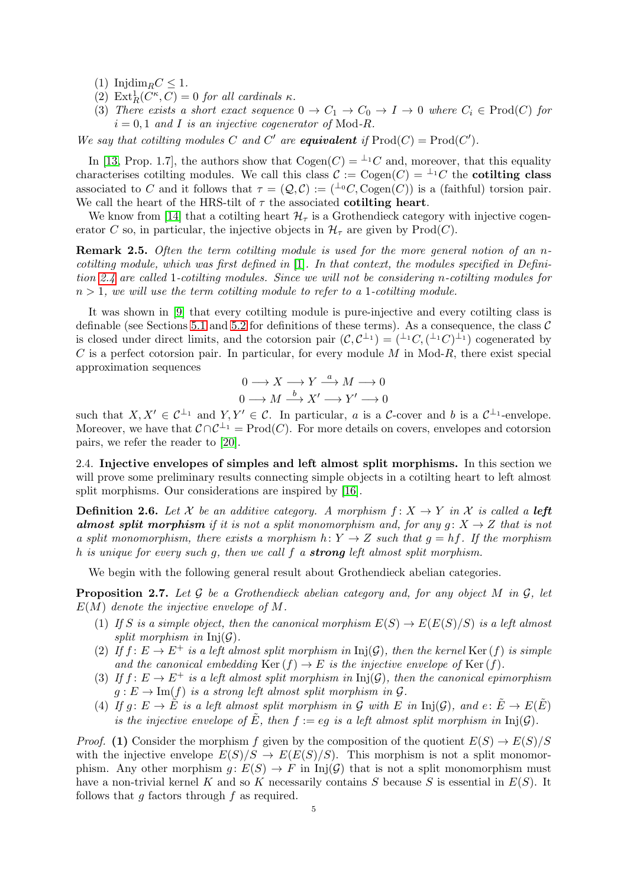(1) $\mathrm{Injdim}_R C \leq 1$.
(2) $\mathrm{Ext}^1_R(C^\kappa, C) = 0$ *for all cardinals* $\kappa$.
(3) *There exists a short exact sequence* $0 \to C_1 \to C_0 \to I \to 0$ *where* $C_i \in \mathrm{Prod}(C)$ *for* $i = 0, 1$ *and* $I$ *is an injective cogenerator of* Mod-$R$.

*We say that cotilting modules* $C$ *and* $C'$ *are* ***equivalent*** *if* $\mathrm{Prod}(C) = \mathrm{Prod}(C')$.

In [13, Prop. 1.7], the authors show that $\mathrm{Cogen}(C) = {}^{\perp_1}C$ and, moreover, that this equality characterises cotilting modules. We call this class $\mathcal{C} := \mathrm{Cogen}(C) = {}^{\perp_1}C$ the **cotilting class** associated to $C$ and it follows that $\tau = (\mathcal{Q}, \mathcal{C}) := ({}^{\perp_0}C, \mathrm{Cogen}(C))$ is a (faithful) torsion pair. We call the heart of the HRS-tilt of $\tau$ the associated **cotilting heart**.

We know from [14] that a cotilting heart $\mathcal{H}_\tau$ is a Grothendieck category with injective cogenerator $C$ so, in particular, the injective objects in $\mathcal{H}_\tau$ are given by $\mathrm{Prod}(C)$.

**Remark 2.5.** *Often the term cotilting module is used for the more general notion of an* $n$*-cotilting module, which was first defined in* [1]*. In that context, the modules specified in Definition 2.4 are called* 1*-cotilting modules. Since we will not be considering* $n$*-cotilting modules for* $n > 1$*, we will use the term cotilting module to refer to a* 1*-cotilting module.*

It was shown in [9] that every cotilting module is pure-injective and every cotilting class is definable (see Sections 5.1 and 5.2 for definitions of these terms). As a consequence, the class $\mathcal{C}$ is closed under direct limits, and the cotorsion pair $(\mathcal{C}, \mathcal{C}^{\perp_1}) = ({}^{\perp_1}C, ({}^{\perp_1}C)^{\perp_1})$ cogenerated by $C$ is a perfect cotorsion pair. In particular, for every module $M$ in Mod-$R$, there exist special approximation sequences

$$0 \longrightarrow X \longrightarrow Y \overset{a}{\longrightarrow} M \longrightarrow 0$$
$$0 \longrightarrow M \overset{b}{\longrightarrow} X' \longrightarrow Y' \longrightarrow 0$$

such that $X, X' \in \mathcal{C}^{\perp_1}$ and $Y, Y' \in \mathcal{C}$. In particular, $a$ is a $\mathcal{C}$-cover and $b$ is a $\mathcal{C}^{\perp_1}$-envelope. Moreover, we have that $\mathcal{C} \cap \mathcal{C}^{\perp_1} = \mathrm{Prod}(C)$. For more details on covers, envelopes and cotorsion pairs, we refer the reader to [20].

2.4. **Injective envelopes of simples and left almost split morphisms.** In this section we will prove some preliminary results connecting simple objects in a cotilting heart to left almost split morphisms. Our considerations are inspired by [16].

**Definition 2.6.** *Let* $\mathcal{X}$ *be an additive category. A morphism* $f \colon X \to Y$ *in* $\mathcal{X}$ *is called a* ***left almost split morphism*** *if it is not a split monomorphism and, for any* $g \colon X \to Z$ *that is not a split monomorphism, there exists a morphism* $h \colon Y \to Z$ *such that* $g = hf$*. If the morphism* $h$ *is unique for every such* $g$*, then we call* $f$ *a* ***strong*** *left almost split morphism.*

We begin with the following general result about Grothendieck abelian categories.

**Proposition 2.7.** *Let* $\mathcal{G}$ *be a Grothendieck abelian category and, for any object* $M$ *in* $\mathcal{G}$*, let* $E(M)$ *denote the injective envelope of* $M$*.*

(1) *If* $S$ *is a simple object, then the canonical morphism* $E(S) \to E(E(S)/S)$ *is a left almost split morphism in* $\mathrm{Inj}(\mathcal{G})$*.*
(2) *If* $f \colon E \to E^+$ *is a left almost split morphism in* $\mathrm{Inj}(\mathcal{G})$*, then the kernel* $\mathrm{Ker}\,(f)$ *is simple and the canonical embedding* $\mathrm{Ker}\,(f) \to E$ *is the injective envelope of* $\mathrm{Ker}\,(f)$*.*
(3) *If* $f \colon E \to E^+$ *is a left almost split morphism in* $\mathrm{Inj}(\mathcal{G})$*, then the canonical epimorphism* $g \colon E \to \mathrm{Im}(f)$ *is a strong left almost split morphism in* $\mathcal{G}$*.*
(4) *If* $g \colon E \to \tilde{E}$ *is a left almost split morphism in* $\mathcal{G}$ *with* $E$ *in* $\mathrm{Inj}(\mathcal{G})$*, and* $e \colon \tilde{E} \to E(\tilde{E})$ *is the injective envelope of* $\tilde{E}$*, then* $f := eg$ *is a left almost split morphism in* $\mathrm{Inj}(\mathcal{G})$*.*

*Proof.* **(1)** Consider the morphism $f$ given by the composition of the quotient $E(S) \to E(S)/S$ with the injective envelope $E(S)/S \to E(E(S)/S)$. This morphism is not a split monomorphism. Any other morphism $g \colon E(S) \to F$ in $\mathrm{Inj}(\mathcal{G})$ that is not a split monomorphism must have a non-trivial kernel $K$ and so $K$ necessarily contains $S$ because $S$ is essential in $E(S)$. It follows that $g$ factors through $f$ as required.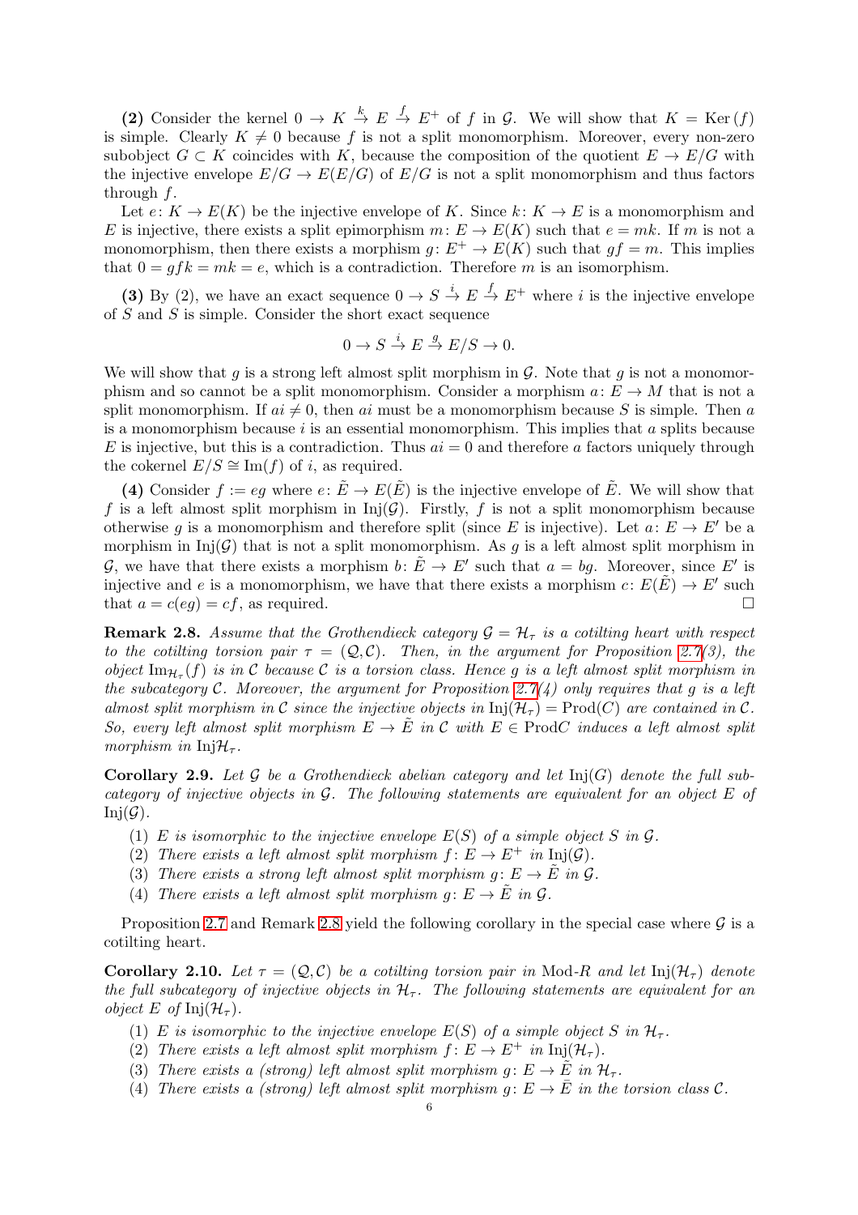**(2)** Consider the kernel $0 \to K \xrightarrow{k} E \xrightarrow{f} E^+$ of $f$ in $\mathcal{G}$. We will show that $K = \mathrm{Ker}\,(f)$ is simple. Clearly $K \neq 0$ because $f$ is not a split monomorphism. Moreover, every non-zero subobject $G \subset K$ coincides with $K$, because the composition of the quotient $E \to E/G$ with the injective envelope $E/G \to E(E/G)$ of $E/G$ is not a split monomorphism and thus factors through $f$.

Let $e \colon K \to E(K)$ be the injective envelope of $K$. Since $k \colon K \to E$ is a monomorphism and $E$ is injective, there exists a split epimorphism $m \colon E \to E(K)$ such that $e = mk$. If $m$ is not a monomorphism, then there exists a morphism $g \colon E^+ \to E(K)$ such that $gf = m$. This implies that $0 = gfk = mk = e$, which is a contradiction. Therefore $m$ is an isomorphism.

**(3)** By (2), we have an exact sequence $0 \to S \xrightarrow{i} E \xrightarrow{f} E^+$ where $i$ is the injective envelope of $S$ and $S$ is simple. Consider the short exact sequence

$$0 \to S \xrightarrow{i} E \xrightarrow{g} E/S \to 0.$$

We will show that $g$ is a strong left almost split morphism in $\mathcal{G}$. Note that $g$ is not a monomorphism and so cannot be a split monomorphism. Consider a morphism $a \colon E \to M$ that is not a split monomorphism. If $ai \neq 0$, then $ai$ must be a monomorphism because $S$ is simple. Then $a$ is a monomorphism because $i$ is an essential monomorphism. This implies that $a$ splits because $E$ is injective, but this is a contradiction. Thus $ai = 0$ and therefore $a$ factors uniquely through the cokernel $E/S \cong \mathrm{Im}(f)$ of $i$, as required.

**(4)** Consider $f := eg$ where $e \colon \tilde{E} \to E(\tilde{E})$ is the injective envelope of $\tilde{E}$. We will show that $f$ is a left almost split morphism in $\mathrm{Inj}(\mathcal{G})$. Firstly, $f$ is not a split monomorphism because otherwise $g$ is a monomorphism and therefore split (since $E$ is injective). Let $a \colon E \to E'$ be a morphism in $\mathrm{Inj}(\mathcal{G})$ that is not a split monomorphism. As $g$ is a left almost split morphism in $\mathcal{G}$, we have that there exists a morphism $b \colon \tilde{E} \to E'$ such that $a = bg$. Moreover, since $E'$ is injective and $e$ is a monomorphism, we have that there exists a morphism $c \colon E(\tilde{E}) \to E'$ such that $a = c(eg) = cf$, as required. $\square$

**Remark 2.8.** *Assume that the Grothendieck category $\mathcal{G} = \mathcal{H}_\tau$ is a cotilting heart with respect to the cotilting torsion pair $\tau = (\mathcal{Q}, \mathcal{C})$. Then, in the argument for Proposition 2.7(3), the object $\mathrm{Im}_{\mathcal{H}_\tau}(f)$ is in $\mathcal{C}$ because $\mathcal{C}$ is a torsion class. Hence $g$ is a left almost split morphism in the subcategory $\mathcal{C}$. Moreover, the argument for Proposition 2.7(4) only requires that $g$ is a left almost split morphism in $\mathcal{C}$ since the injective objects in $\mathrm{Inj}(\mathcal{H}_\tau) = \mathrm{Prod}(C)$ are contained in $\mathcal{C}$. So, every left almost split morphism $E \to \tilde{E}$ in $\mathcal{C}$ with $E \in \mathrm{Prod}C$ induces a left almost split morphism in $\mathrm{Inj}\mathcal{H}_\tau$.*

**Corollary 2.9.** *Let $\mathcal{G}$ be a Grothendieck abelian category and let $\mathrm{Inj}(G)$ denote the full subcategory of injective objects in $\mathcal{G}$. The following statements are equivalent for an object $E$ of $\mathrm{Inj}(\mathcal{G})$.*

1. *$E$ is isomorphic to the injective envelope $E(S)$ of a simple object $S$ in $\mathcal{G}$.*
2. *There exists a left almost split morphism $f \colon E \to E^+$ in $\mathrm{Inj}(\mathcal{G})$.*
3. *There exists a strong left almost split morphism $g \colon E \to \tilde{E}$ in $\mathcal{G}$.*
4. *There exists a left almost split morphism $g \colon E \to \tilde{E}$ in $\mathcal{G}$.*

Proposition 2.7 and Remark 2.8 yield the following corollary in the special case where $\mathcal{G}$ is a cotilting heart.

**Corollary 2.10.** *Let $\tau = (\mathcal{Q}, \mathcal{C})$ be a cotilting torsion pair in Mod-$R$ and let $\mathrm{Inj}(\mathcal{H}_\tau)$ denote the full subcategory of injective objects in $\mathcal{H}_\tau$. The following statements are equivalent for an object $E$ of $\mathrm{Inj}(\mathcal{H}_\tau)$.*

1. *$E$ is isomorphic to the injective envelope $E(S)$ of a simple object $S$ in $\mathcal{H}_\tau$.*
2. *There exists a left almost split morphism $f \colon E \to E^+$ in $\mathrm{Inj}(\mathcal{H}_\tau)$.*
3. *There exists a (strong) left almost split morphism $g \colon E \to \tilde{E}$ in $\mathcal{H}_\tau$.*
4. *There exists a (strong) left almost split morphism $g \colon E \to \tilde{E}$ in the torsion class $\mathcal{C}$.*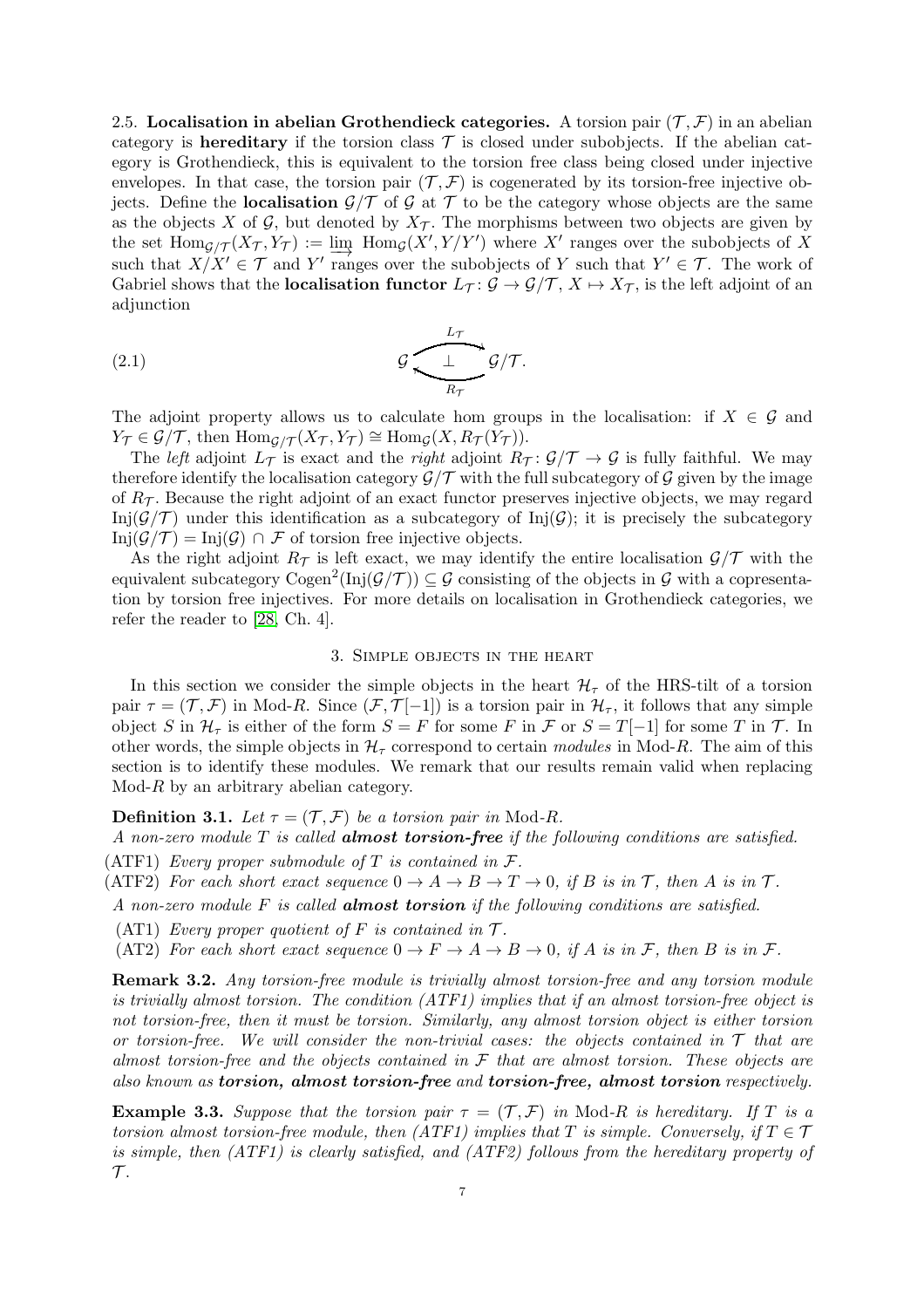2.5. **Localisation in abelian Grothendieck categories.** A torsion pair $(\mathcal{T}, \mathcal{F})$ in an abelian category is **hereditary** if the torsion class $\mathcal{T}$ is closed under subobjects. If the abelian category is Grothendieck, this is equivalent to the torsion free class being closed under injective envelopes. In that case, the torsion pair $(\mathcal{T}, \mathcal{F})$ is cogenerated by its torsion-free injective objects. Define the **localisation** $\mathcal{G}/\mathcal{T}$ of $\mathcal{G}$ at $\mathcal{T}$ to be the category whose objects are the same as the objects $X$ of $\mathcal{G}$, but denoted by $X_{\mathcal{T}}$. The morphisms between two objects are given by the set $\operatorname{Hom}_{\mathcal{G}/\mathcal{T}}(X_{\mathcal{T}}, Y_{\mathcal{T}}) := \varinjlim \operatorname{Hom}_{\mathcal{G}}(X', Y/Y')$ where $X'$ ranges over the subobjects of $X$ such that $X/X' \in \mathcal{T}$ and $Y'$ ranges over the subobjects of $Y$ such that $Y' \in \mathcal{T}$. The work of Gabriel shows that the **localisation functor** $L_{\mathcal{T}} \colon \mathcal{G} \to \mathcal{G}/\mathcal{T}$, $X \mapsto X_{\mathcal{T}}$, is the left adjoint of an adjunction

$$\mathcal{G} \underset{R_{\mathcal{T}}}{\overset{L_{\mathcal{T}}}{\rightleftarrows}} \mathcal{G}/\mathcal{T}. \tag{2.1}$$

The adjoint property allows us to calculate hom groups in the localisation: if $X \in \mathcal{G}$ and $Y_{\mathcal{T}} \in \mathcal{G}/\mathcal{T}$, then $\operatorname{Hom}_{\mathcal{G}/\mathcal{T}}(X_{\mathcal{T}}, Y_{\mathcal{T}}) \cong \operatorname{Hom}_{\mathcal{G}}(X, R_{\mathcal{T}}(Y_{\mathcal{T}}))$.

The *left* adjoint $L_{\mathcal{T}}$ is exact and the *right* adjoint $R_{\mathcal{T}} \colon \mathcal{G}/\mathcal{T} \to \mathcal{G}$ is fully faithful. We may therefore identify the localisation category $\mathcal{G}/\mathcal{T}$ with the full subcategory of $\mathcal{G}$ given by the image of $R_{\mathcal{T}}$. Because the right adjoint of an exact functor preserves injective objects, we may regard $\operatorname{Inj}(\mathcal{G}/\mathcal{T})$ under this identification as a subcategory of $\operatorname{Inj}(\mathcal{G})$; it is precisely the subcategory $\operatorname{Inj}(\mathcal{G}/\mathcal{T}) = \operatorname{Inj}(\mathcal{G}) \cap \mathcal{F}$ of torsion free injective objects.

As the right adjoint $R_{\mathcal{T}}$ is left exact, we may identify the entire localisation $\mathcal{G}/\mathcal{T}$ with the equivalent subcategory $\operatorname{Cogen}^2(\operatorname{Inj}(\mathcal{G}/\mathcal{T})) \subseteq \mathcal{G}$ consisting of the objects in $\mathcal{G}$ with a copresentation by torsion free injectives. For more details on localisation in Grothendieck categories, we refer the reader to [28, Ch. 4].

## 3. Simple objects in the heart

In this section we consider the simple objects in the heart $\mathcal{H}_\tau$ of the HRS-tilt of a torsion pair $\tau = (\mathcal{T}, \mathcal{F})$ in Mod-$R$. Since $(\mathcal{F}, \mathcal{T}[-1])$ is a torsion pair in $\mathcal{H}_\tau$, it follows that any simple object $S$ in $\mathcal{H}_\tau$ is either of the form $S = F$ for some $F$ in $\mathcal{F}$ or $S = T[-1]$ for some $T$ in $\mathcal{T}$. In other words, the simple objects in $\mathcal{H}_\tau$ correspond to certain *modules* in Mod-$R$. The aim of this section is to identify these modules. We remark that our results remain valid when replacing Mod-$R$ by an arbitrary abelian category.

**Definition 3.1.** *Let $\tau = (\mathcal{T}, \mathcal{F})$ be a torsion pair in* Mod-$R$.

*A non-zero module $T$ is called **almost torsion-free** if the following conditions are satisfied.*

(ATF1) *Every proper submodule of $T$ is contained in $\mathcal{F}$.*

(ATF2) *For each short exact sequence $0 \to A \to B \to T \to 0$, if $B$ is in $\mathcal{T}$, then $A$ is in $\mathcal{T}$.*

*A non-zero module $F$ is called **almost torsion** if the following conditions are satisfied.*

(AT1) *Every proper quotient of $F$ is contained in $\mathcal{T}$.*

(AT2) *For each short exact sequence $0 \to F \to A \to B \to 0$, if $A$ is in $\mathcal{F}$, then $B$ is in $\mathcal{F}$.*

**Remark 3.2.** *Any torsion-free module is trivially almost torsion-free and any torsion module is trivially almost torsion. The condition (ATF1) implies that if an almost torsion-free object is not torsion-free, then it must be torsion. Similarly, any almost torsion object is either torsion or torsion-free. We will consider the non-trivial cases: the objects contained in $\mathcal{T}$ that are almost torsion-free and the objects contained in $\mathcal{F}$ that are almost torsion. These objects are also known as **torsion, almost torsion-free** and **torsion-free, almost torsion** respectively.*

**Example 3.3.** *Suppose that the torsion pair $\tau = (\mathcal{T}, \mathcal{F})$ in* Mod-$R$ *is hereditary. If $T$ is a torsion almost torsion-free module, then (ATF1) implies that $T$ is simple. Conversely, if $T \in \mathcal{T}$ is simple, then (ATF1) is clearly satisfied, and (ATF2) follows from the hereditary property of $\mathcal{T}$.*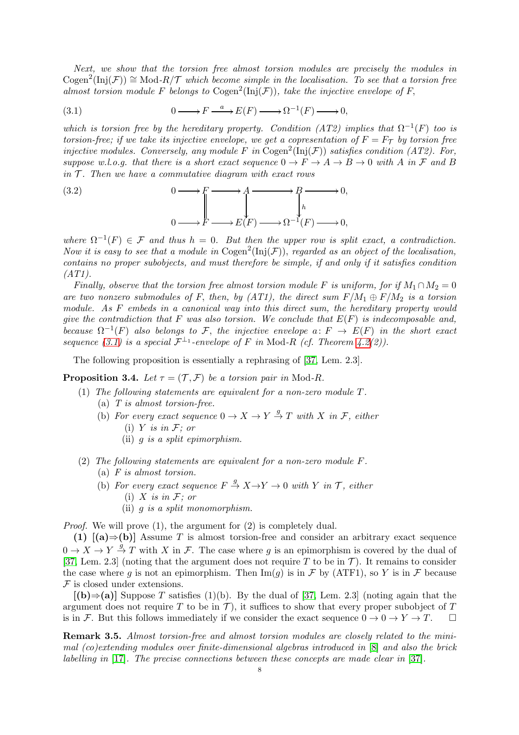*Next, we show that the torsion free almost torsion modules are precisely the modules in $\mathrm{Cogen}^2(\mathrm{Inj}(\mathcal{F})) \cong \mathrm{Mod}\text{-}R/\mathcal{T}$ which become simple in the localisation. To see that a torsion free almost torsion module $F$ belongs to $\mathrm{Cogen}^2(\mathrm{Inj}(\mathcal{F}))$, take the injective envelope of $F$,*

$$0 \longrightarrow F \xrightarrow{\ a\ } E(F) \longrightarrow \Omega^{-1}(F) \longrightarrow 0, \tag{3.1}$$

*which is torsion free by the hereditary property. Condition (AT2) implies that $\Omega^{-1}(F)$ too is torsion-free; if we take its injective envelope, we get a copresentation of $F = F_{\mathcal{T}}$ by torsion free injective modules. Conversely, any module $F$ in $\mathrm{Cogen}^2(\mathrm{Inj}(\mathcal{F}))$ satisfies condition (AT2). For, suppose w.l.o.g. that there is a short exact sequence $0 \to F \to A \to B \to 0$ with $A$ in $\mathcal{F}$ and $B$ in $\mathcal{T}$. Then we have a commutative diagram with exact rows*

$$\begin{array}{ccccccccc} 0 & \longrightarrow & F & \longrightarrow & A & \longrightarrow & B & \longrightarrow & 0, \\ & & \| & & \downarrow & & \downarrow{\scriptstyle h} & & \\ 0 & \longrightarrow & F & \longrightarrow & E(F) & \longrightarrow & \Omega^{-1}(F) & \longrightarrow & 0, \end{array} \tag{3.2}$$

*where $\Omega^{-1}(F) \in \mathcal{F}$ and thus $h = 0$. But then the upper row is split exact, a contradiction. Now it is easy to see that a module in $\mathrm{Cogen}^2(\mathrm{Inj}(\mathcal{F}))$, regarded as an object of the localisation, contains no proper subobjects, and must therefore be simple, if and only if it satisfies condition (AT1).*

*Finally, observe that the torsion free almost torsion module $F$ is uniform, for if $M_1 \cap M_2 = 0$ are two nonzero submodules of $F$, then, by (AT1), the direct sum $F/M_1 \oplus F/M_2$ is a torsion module. As $F$ embeds in a canonical way into this direct sum, the hereditary property would give the contradiction that $F$ was also torsion. We conclude that $E(F)$ is indecomposable and, because $\Omega^{-1}(F)$ also belongs to $\mathcal{F}$, the injective envelope $a\colon F \to E(F)$ in the short exact sequence (3.1) is a special $\mathcal{F}^{\perp_1}$-envelope of $F$ in Mod-$R$ (cf. Theorem 4.2(2)).*

The following proposition is essentially a rephrasing of [37, Lem. 2.3].

**Proposition 3.4.** *Let $\tau = (\mathcal{T}, \mathcal{F})$ be a torsion pair in Mod-$R$.*

1. *The following statements are equivalent for a non-zero module $T$.*
   - (a) *$T$ is almost torsion-free.*
   - (b) *For every exact sequence $0 \to X \to Y \xrightarrow{g} T$ with $X$ in $\mathcal{F}$, either*
     - (i) *$Y$ is in $\mathcal{F}$; or*
     - (ii) *$g$ is a split epimorphism.*
2. *The following statements are equivalent for a non-zero module $F$.*
   - (a) *$F$ is almost torsion.*
   - (b) *For every exact sequence $F \xrightarrow{g} X \to Y \to 0$ with $Y$ in $\mathcal{T}$, either*
     - (i) *$X$ is in $\mathcal{F}$; or*
     - (ii) *$g$ is a split monomorphism.*

*Proof.* We will prove (1), the argument for (2) is completely dual.

**(1) [(a)⇒(b)]** Assume $T$ is almost torsion-free and consider an arbitrary exact sequence $0 \to X \to Y \xrightarrow{g} T$ with $X$ in $\mathcal{F}$. The case where $g$ is an epimorphism is covered by the dual of [37, Lem. 2.3] (noting that the argument does not require $T$ to be in $\mathcal{T}$). It remains to consider the case where $g$ is not an epimorphism. Then $\mathrm{Im}(g)$ is in $\mathcal{F}$ by (ATF1), so $Y$ is in $\mathcal{F}$ because $\mathcal{F}$ is closed under extensions.

**[(b)⇒(a)]** Suppose $T$ satisfies (1)(b). By the dual of [37, Lem. 2.3] (noting again that the argument does not require $T$ to be in $\mathcal{T}$), it suffices to show that every proper subobject of $T$ is in $\mathcal{F}$. But this follows immediately if we consider the exact sequence $0 \to 0 \to Y \to T$. ☐

**Remark 3.5.** *Almost torsion-free and almost torsion modules are closely related to the minimal (co)extending modules over finite-dimensional algebras introduced in [8] and also the brick labelling in [17]. The precise connections between these concepts are made clear in [37].*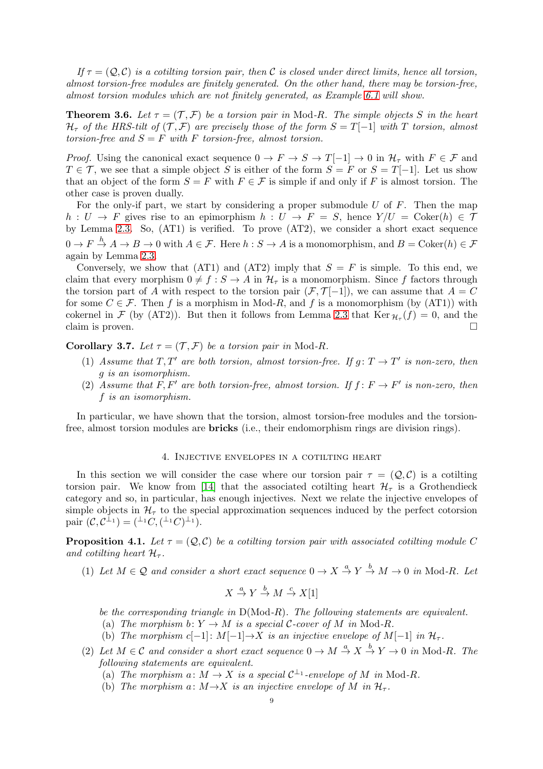*If $\tau = (\mathcal{Q}, \mathcal{C})$ is a cotilting torsion pair, then $\mathcal{C}$ is closed under direct limits, hence all torsion, almost torsion-free modules are finitely generated. On the other hand, there may be torsion-free, almost torsion modules which are not finitely generated, as Example 6.1 will show.*

**Theorem 3.6.** *Let $\tau = (\mathcal{T}, \mathcal{F})$ be a torsion pair in Mod-$R$. The simple objects $S$ in the heart $\mathcal{H}_\tau$ of the HRS-tilt of $(\mathcal{T}, \mathcal{F})$ are precisely those of the form $S = T[-1]$ with $T$ torsion, almost torsion-free and $S = F$ with $F$ torsion-free, almost torsion.*

*Proof.* Using the canonical exact sequence $0 \to F \to S \to T[-1] \to 0$ in $\mathcal{H}_\tau$ with $F \in \mathcal{F}$ and $T \in \mathcal{T}$, we see that a simple object $S$ is either of the form $S = F$ or $S = T[-1]$. Let us show that an object of the form $S = F$ with $F \in \mathcal{F}$ is simple if and only if $F$ is almost torsion. The other case is proven dually.

For the only-if part, we start by considering a proper submodule $U$ of $F$. Then the map $h : U \to F$ gives rise to an epimorphism $h : U \to F = S$, hence $Y/U = \operatorname{Coker}(h) \in \mathcal{T}$ by Lemma 2.3. So, (AT1) is verified. To prove (AT2), we consider a short exact sequence $0 \to F \xrightarrow{h} A \to B \to 0$ with $A \in \mathcal{F}$. Here $h : S \to A$ is a monomorphism, and $B = \operatorname{Coker}(h) \in \mathcal{F}$ again by Lemma 2.3.

Conversely, we show that (AT1) and (AT2) imply that $S = F$ is simple. To this end, we claim that every morphism $0 \neq f : S \to A$ in $\mathcal{H}_\tau$ is a monomorphism. Since $f$ factors through the torsion part of $A$ with respect to the torsion pair $(\mathcal{F}, \mathcal{T}[-1])$, we can assume that $A = C$ for some $C \in \mathcal{F}$. Then $f$ is a morphism in Mod-$R$, and $f$ is a monomorphism (by (AT1)) with cokernel in $\mathcal{F}$ (by (AT2)). But then it follows from Lemma 2.3 that $\operatorname{Ker}_{\mathcal{H}_\tau}(f) = 0$, and the claim is proven. $\square$

**Corollary 3.7.** *Let $\tau = (\mathcal{T}, \mathcal{F})$ be a torsion pair in Mod-$R$.*

1. *Assume that $T, T'$ are both torsion, almost torsion-free. If $g \colon T \to T'$ is non-zero, then $g$ is an isomorphism.*
2. *Assume that $F, F'$ are both torsion-free, almost torsion. If $f \colon F \to F'$ is non-zero, then $f$ is an isomorphism.*

In particular, we have shown that the torsion, almost torsion-free modules and the torsion-free, almost torsion modules are **bricks** (i.e., their endomorphism rings are division rings).

## 4. Injective envelopes in a cotilting heart

In this section we will consider the case where our torsion pair $\tau = (\mathcal{Q}, \mathcal{C})$ is a cotilting torsion pair. We know from [14] that the associated cotilting heart $\mathcal{H}_\tau$ is a Grothendieck category and so, in particular, has enough injectives. Next we relate the injective envelopes of simple objects in $\mathcal{H}_\tau$ to the special approximation sequences induced by the perfect cotorsion pair $(\mathcal{C}, \mathcal{C}^{\perp_1}) = ({}^{\perp_1}C, ({}^{\perp_1}C)^{\perp_1})$.

**Proposition 4.1.** *Let $\tau = (\mathcal{Q}, \mathcal{C})$ be a cotilting torsion pair with associated cotilting module $C$ and cotilting heart $\mathcal{H}_\tau$.*

1. *Let $M \in \mathcal{Q}$ and consider a short exact sequence $0 \to X \xrightarrow{a} Y \xrightarrow{b} M \to 0$ in Mod-$R$. Let*
$$X \xrightarrow{a} Y \xrightarrow{b} M \xrightarrow{c} X[1]$$
*be the corresponding triangle in D(Mod-$R$). The following statements are equivalent.*
   - (a) *The morphism $b \colon Y \to M$ is a special $\mathcal{C}$-cover of $M$ in Mod-$R$.*
   - (b) *The morphism $c[-1] \colon M[-1] \to X$ is an injective envelope of $M[-1]$ in $\mathcal{H}_\tau$.*
2. *Let $M \in \mathcal{C}$ and consider a short exact sequence $0 \to M \xrightarrow{a} X \xrightarrow{b} Y \to 0$ in Mod-$R$. The following statements are equivalent.*
   - (a) *The morphism $a \colon M \to X$ is a special $\mathcal{C}^{\perp_1}$-envelope of $M$ in Mod-$R$.*
   - (b) *The morphism $a \colon M \to X$ is an injective envelope of $M$ in $\mathcal{H}_\tau$.*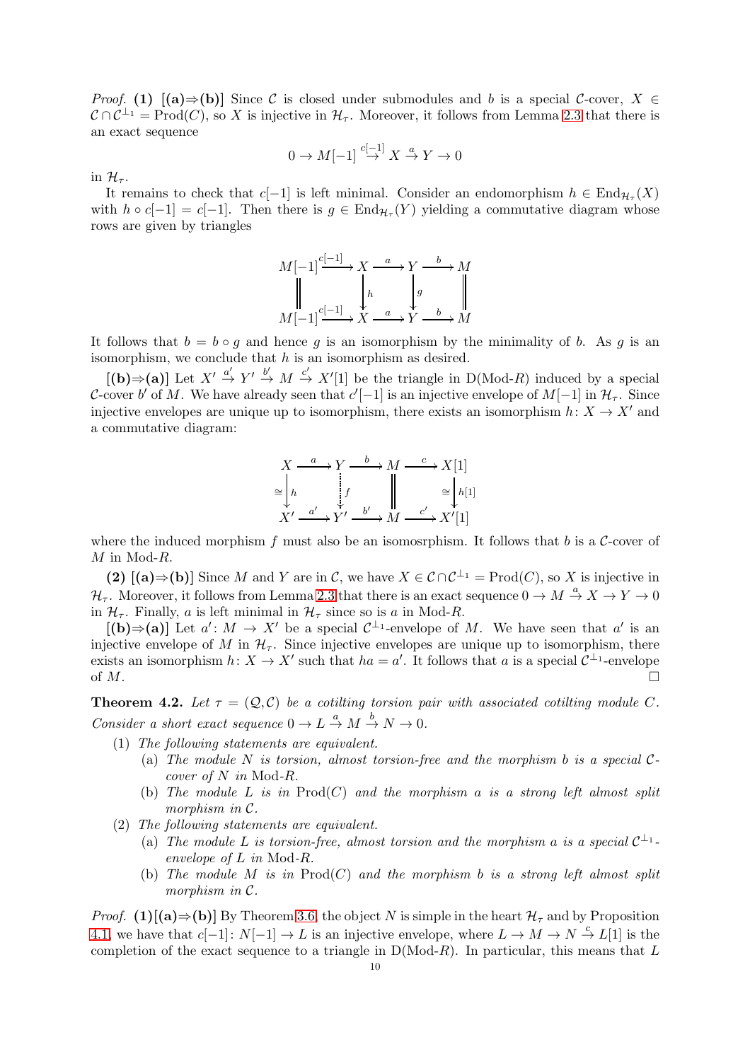*Proof.* **(1) [(a)⇒(b)]** Since $\mathcal{C}$ is closed under submodules and $b$ is a special $\mathcal{C}$-cover, $X \in \mathcal{C} \cap \mathcal{C}^{\perp_1} = \mathrm{Prod}(C)$, so $X$ is injective in $\mathcal{H}_\tau$. Moreover, it follows from Lemma 2.3 that there is an exact sequence

$$0 \to M[-1] \overset{c[-1]}{\to} X \overset{a}{\to} Y \to 0$$

in $\mathcal{H}_\tau$.

It remains to check that $c[-1]$ is left minimal. Consider an endomorphism $h \in \mathrm{End}_{\mathcal{H}_\tau}(X)$ with $h \circ c[-1] = c[-1]$. Then there is $g \in \mathrm{End}_{\mathcal{H}_\tau}(Y)$ yielding a commutative diagram whose rows are given by triangles

$$\begin{array}{ccccccc}
M[-1] & \xrightarrow{c[-1]} & X & \xrightarrow{a} & Y & \xrightarrow{b} & M \\
\| & & \downarrow{\scriptstyle h} & & \downarrow{\scriptstyle g} & & \| \\
M[-1] & \xrightarrow{c[-1]} & X & \xrightarrow{a} & Y & \xrightarrow{b} & M
\end{array}$$

It follows that $b = b \circ g$ and hence $g$ is an isomorphism by the minimality of $b$. As $g$ is an isomorphism, we conclude that $h$ is an isomorphism as desired.

**[(b)⇒(a)]** Let $X' \overset{a'}{\to} Y' \overset{b'}{\to} M \overset{c'}{\to} X'[1]$ be the triangle in $\mathrm{D}(\mathrm{Mod}\text{-}R)$ induced by a special $\mathcal{C}$-cover $b'$ of $M$. We have already seen that $c'[-1]$ is an injective envelope of $M[-1]$ in $\mathcal{H}_\tau$. Since injective envelopes are unique up to isomorphism, there exists an isomorphism $h\colon X \to X'$ and a commutative diagram:

$$\begin{array}{ccccccc}
X & \xrightarrow{a} & Y & \xrightarrow{b} & M & \xrightarrow{c} & X[1] \\
{\scriptstyle \cong}\downarrow{\scriptstyle h} & & \vdots{\scriptstyle f} & & \| & & {\scriptstyle \cong}\downarrow{\scriptstyle h[1]} \\
X' & \xrightarrow{a'} & Y' & \xrightarrow{b'} & M & \xrightarrow{c'} & X'[1]
\end{array}$$

where the induced morphism $f$ must also be an isomosrphism. It follows that $b$ is a $\mathcal{C}$-cover of $M$ in Mod-$R$.

**(2) [(a)⇒(b)]** Since $M$ and $Y$ are in $\mathcal{C}$, we have $X \in \mathcal{C} \cap \mathcal{C}^{\perp_1} = \mathrm{Prod}(C)$, so $X$ is injective in $\mathcal{H}_\tau$. Moreover, it follows from Lemma 2.3 that there is an exact sequence $0 \to M \overset{a}{\to} X \to Y \to 0$ in $\mathcal{H}_\tau$. Finally, $a$ is left minimal in $\mathcal{H}_\tau$ since so is $a$ in Mod-$R$.

**[(b)⇒(a)]** Let $a'\colon M \to X'$ be a special $\mathcal{C}^{\perp_1}$-envelope of $M$. We have seen that $a'$ is an injective envelope of $M$ in $\mathcal{H}_\tau$. Since injective envelopes are unique up to isomorphism, there exists an isomorphism $h\colon X \to X'$ such that $ha = a'$. It follows that $a$ is a special $\mathcal{C}^{\perp_1}$-envelope of $M$. □

**Theorem 4.2.** *Let $\tau = (\mathcal{Q}, \mathcal{C})$ be a cotilting torsion pair with associated cotilting module $C$. Consider a short exact sequence $0 \to L \overset{a}{\to} M \overset{b}{\to} N \to 0$.*

1. *The following statements are equivalent.*
   - (a) *The module $N$ is torsion, almost torsion-free and the morphism $b$ is a special $\mathcal{C}$-cover of $N$ in* Mod-$R$.
   - (b) *The module $L$ is in $\mathrm{Prod}(C)$ and the morphism $a$ is a strong left almost split morphism in $\mathcal{C}$.*
2. *The following statements are equivalent.*
   - (a) *The module $L$ is torsion-free, almost torsion and the morphism $a$ is a special $\mathcal{C}^{\perp_1}$-envelope of $L$ in* Mod-$R$.
   - (b) *The module $M$ is in $\mathrm{Prod}(C)$ and the morphism $b$ is a strong left almost split morphism in $\mathcal{C}$.*

*Proof.* **(1)[(a)⇒(b)]** By Theorem 3.6, the object $N$ is simple in the heart $\mathcal{H}_\tau$ and by Proposition 4.1, we have that $c[-1]\colon N[-1] \to L$ is an injective envelope, where $L \to M \to N \overset{c}{\to} L[1]$ is the completion of the exact sequence to a triangle in $\mathrm{D}(\mathrm{Mod}\text{-}R)$. In particular, this means that $L$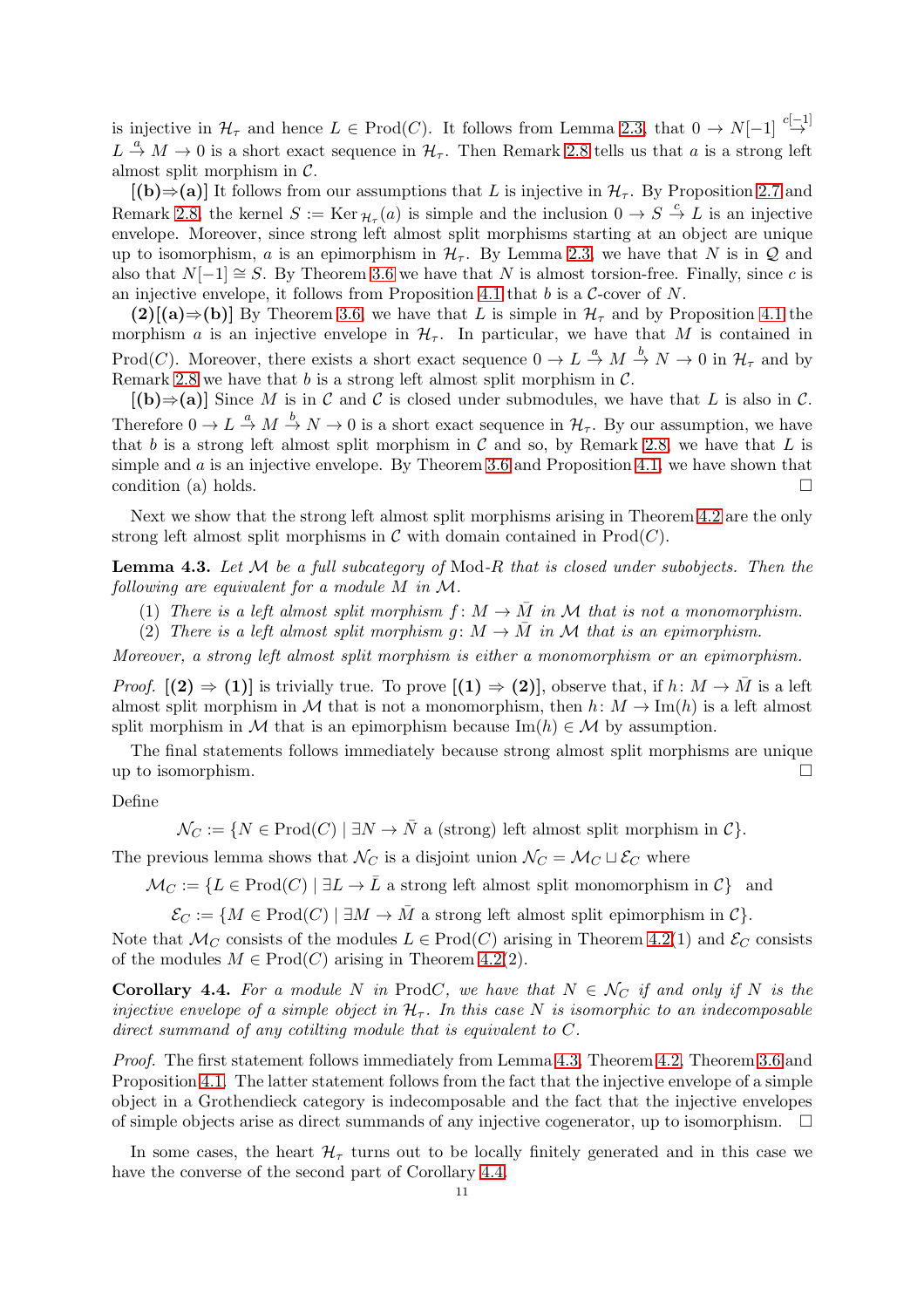is injective in $\mathcal{H}_\tau$ and hence $L \in \mathrm{Prod}(C)$. It follows from Lemma 2.3, that $0 \to N[-1] \overset{c[-1]}{\to} L \overset{a}{\to} M \to 0$ is a short exact sequence in $\mathcal{H}_\tau$. Then Remark 2.8 tells us that $a$ is a strong left almost split morphism in $\mathcal{C}$.

**[(b)⇒(a)]** It follows from our assumptions that $L$ is injective in $\mathcal{H}_\tau$. By Proposition 2.7 and Remark 2.8, the kernel $S := \mathrm{Ker}_{\mathcal{H}_\tau}(a)$ is simple and the inclusion $0 \to S \overset{c}{\to} L$ is an injective envelope. Moreover, since strong left almost split morphisms starting at an object are unique up to isomorphism, $a$ is an epimorphism in $\mathcal{H}_\tau$. By Lemma 2.3, we have that $N$ is in $\mathcal{Q}$ and also that $N[-1] \cong S$. By Theorem 3.6 we have that $N$ is almost torsion-free. Finally, since $c$ is an injective envelope, it follows from Proposition 4.1 that $b$ is a $\mathcal{C}$-cover of $N$.

**(2)[(a)⇒(b)]** By Theorem 3.6, we have that $L$ is simple in $\mathcal{H}_\tau$ and by Proposition 4.1 the morphism $a$ is an injective envelope in $\mathcal{H}_\tau$. In particular, we have that $M$ is contained in $\mathrm{Prod}(C)$. Moreover, there exists a short exact sequence $0 \to L \overset{a}{\to} M \overset{b}{\to} N \to 0$ in $\mathcal{H}_\tau$ and by Remark 2.8 we have that $b$ is a strong left almost split morphism in $\mathcal{C}$.

**[(b)⇒(a)]** Since $M$ is in $\mathcal{C}$ and $\mathcal{C}$ is closed under submodules, we have that $L$ is also in $\mathcal{C}$. Therefore $0 \to L \overset{a}{\to} M \overset{b}{\to} N \to 0$ is a short exact sequence in $\mathcal{H}_\tau$. By our assumption, we have that $b$ is a strong left almost split morphism in $\mathcal{C}$ and so, by Remark 2.8, we have that $L$ is simple and $a$ is an injective envelope. By Theorem 3.6 and Proposition 4.1, we have shown that condition (a) holds. □

Next we show that the strong left almost split morphisms arising in Theorem 4.2 are the only strong left almost split morphisms in $\mathcal{C}$ with domain contained in $\mathrm{Prod}(C)$.

**Lemma 4.3.** *Let $\mathcal{M}$ be a full subcategory of* Mod-$R$ *that is closed under subobjects. Then the following are equivalent for a module $M$ in $\mathcal{M}$.*

(1) *There is a left almost split morphism $f : M \to \bar{M}$ in $\mathcal{M}$ that is not a monomorphism.*
(2) *There is a left almost split morphism $g : M \to \bar{M}$ in $\mathcal{M}$ that is an epimorphism.*

*Moreover, a strong left almost split morphism is either a monomorphism or an epimorphism.*

*Proof.* **[(2) ⇒ (1)]** is trivially true. To prove **[(1) ⇒ (2)]**, observe that, if $h : M \to \bar{M}$ is a left almost split morphism in $\mathcal{M}$ that is not a monomorphism, then $h : M \to \mathrm{Im}(h)$ is a left almost split morphism in $\mathcal{M}$ that is an epimorphism because $\mathrm{Im}(h) \in \mathcal{M}$ by assumption.

The final statements follows immediately because strong almost split morphisms are unique up to isomorphism. □

Define

$$\mathcal{N}_C := \{N \in \mathrm{Prod}(C) \mid \exists N \to \bar{N} \text{ a (strong) left almost split morphism in } \mathcal{C}\}.$$

The previous lemma shows that $\mathcal{N}_C$ is a disjoint union $\mathcal{N}_C = \mathcal{M}_C \sqcup \mathcal{E}_C$ where

$$\mathcal{M}_C := \{L \in \mathrm{Prod}(C) \mid \exists L \to \bar{L} \text{ a strong left almost split monomorphism in } \mathcal{C}\} \quad \text{and}$$

$$\mathcal{E}_C := \{M \in \mathrm{Prod}(C) \mid \exists M \to \bar{M} \text{ a strong left almost split epimorphism in } \mathcal{C}\}.$$

Note that $\mathcal{M}_C$ consists of the modules $L \in \mathrm{Prod}(C)$ arising in Theorem 4.2(1) and $\mathcal{E}_C$ consists of the modules $M \in \mathrm{Prod}(C)$ arising in Theorem 4.2(2).

**Corollary 4.4.** *For a module $N$ in* Prod$C$, *we have that $N \in \mathcal{N}_C$ if and only if $N$ is the injective envelope of a simple object in $\mathcal{H}_\tau$. In this case $N$ is isomorphic to an indecomposable direct summand of any cotilting module that is equivalent to $C$.*

*Proof.* The first statement follows immediately from Lemma 4.3, Theorem 4.2, Theorem 3.6 and Proposition 4.1. The latter statement follows from the fact that the injective envelope of a simple object in a Grothendieck category is indecomposable and the fact that the injective envelopes of simple objects arise as direct summands of any injective cogenerator, up to isomorphism. □

In some cases, the heart $\mathcal{H}_\tau$ turns out to be locally finitely generated and in this case we have the converse of the second part of Corollary 4.4.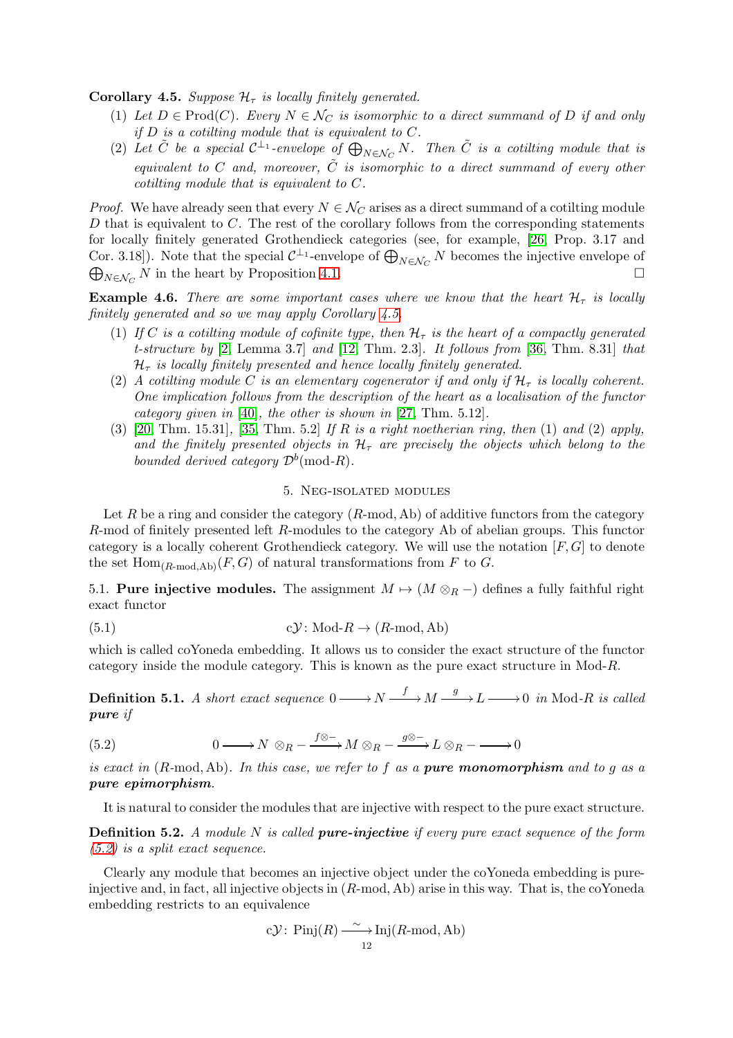**Corollary 4.5.** *Suppose $\mathcal{H}_\tau$ is locally finitely generated.*

1. *Let $D \in \mathrm{Prod}(C)$. Every $N \in \mathcal{N}_C$ is isomorphic to a direct summand of $D$ if and only if $D$ is a cotilting module that is equivalent to $C$.*
2. *Let $\tilde{C}$ be a special $\mathcal{C}^{\perp_1}$-envelope of $\bigoplus_{N\in\mathcal{N}_C} N$. Then $\tilde{C}$ is a cotilting module that is equivalent to $C$ and, moreover, $\tilde{C}$ is isomorphic to a direct summand of every other cotilting module that is equivalent to $C$.*

*Proof.* We have already seen that every $N \in \mathcal{N}_C$ arises as a direct summand of a cotilting module $D$ that is equivalent to $C$. The rest of the corollary follows from the corresponding statements for locally finitely generated Grothendieck categories (see, for example, [26, Prop. 3.17 and Cor. 3.18]). Note that the special $\mathcal{C}^{\perp_1}$-envelope of $\bigoplus_{N\in\mathcal{N}_C} N$ becomes the injective envelope of $\bigoplus_{N\in\mathcal{N}_C} N$ in the heart by Proposition 4.1. □

**Example 4.6.** *There are some important cases where we know that the heart $\mathcal{H}_\tau$ is locally finitely generated and so we may apply Corollary 4.5.*

1. *If $C$ is a cotilting module of cofinite type, then $\mathcal{H}_\tau$ is the heart of a compactly generated t-structure by [2, Lemma 3.7] and [12, Thm. 2.3]. It follows from [36, Thm. 8.31] that $\mathcal{H}_\tau$ is locally finitely presented and hence locally finitely generated.*
2. *A cotilting module $C$ is an elementary cogenerator if and only if $\mathcal{H}_\tau$ is locally coherent. One implication follows from the description of the heart as a localisation of the functor category given in [40], the other is shown in [27, Thm. 5.12].*
3. *[20, Thm. 15.31], [35, Thm. 5.2] If $R$ is a right noetherian ring, then (1) and (2) apply, and the finitely presented objects in $\mathcal{H}_\tau$ are precisely the objects which belong to the bounded derived category $\mathcal{D}^b(\text{mod-}R)$.*

## 5. Neg-isolated modules

Let $R$ be a ring and consider the category $(R\text{-mod}, \mathrm{Ab})$ of additive functors from the category $R$-mod of finitely presented left $R$-modules to the category Ab of abelian groups. This functor category is a locally coherent Grothendieck category. We will use the notation $[F, G]$ to denote the set $\mathrm{Hom}_{(R\text{-mod},\mathrm{Ab})}(F, G)$ of natural transformations from $F$ to $G$.

5.1. **Pure injective modules.** The assignment $M \mapsto (M \otimes_R -)$ defines a fully faithful right exact functor

$$\mathrm{c}\mathcal{Y}\colon \text{Mod-}R \to (R\text{-mod}, \mathrm{Ab}) \tag{5.1}$$

which is called coYoneda embedding. It allows us to consider the exact structure of the functor category inside the module category. This is known as the pure exact structure in Mod-$R$.

**Definition 5.1.** *A short exact sequence $0 \longrightarrow N \xrightarrow{\ f\ } M \xrightarrow{\ g\ } L \longrightarrow 0$ in Mod-$R$ is called **pure** if*

$$0 \longrightarrow N \otimes_R - \xrightarrow{f\otimes -} M \otimes_R - \xrightarrow{g\otimes -} L \otimes_R - \longrightarrow 0 \tag{5.2}$$

*is exact in $(R\text{-mod}, \mathrm{Ab})$. In this case, we refer to $f$ as a **pure monomorphism** and to $g$ as a **pure epimorphism**.*

It is natural to consider the modules that are injective with respect to the pure exact structure.

**Definition 5.2.** *A module $N$ is called **pure-injective** if every pure exact sequence of the form (5.2) is a split exact sequence.*

Clearly any module that becomes an injective object under the coYoneda embedding is pure-injective and, in fact, all injective objects in $(R\text{-mod}, \mathrm{Ab})$ arise in this way. That is, the coYoneda embedding restricts to an equivalence

$$\mathrm{c}\mathcal{Y}\colon \mathrm{Pinj}(R) \xrightarrow{\ \sim\ } \mathrm{Inj}(R\text{-mod}, \mathrm{Ab})$$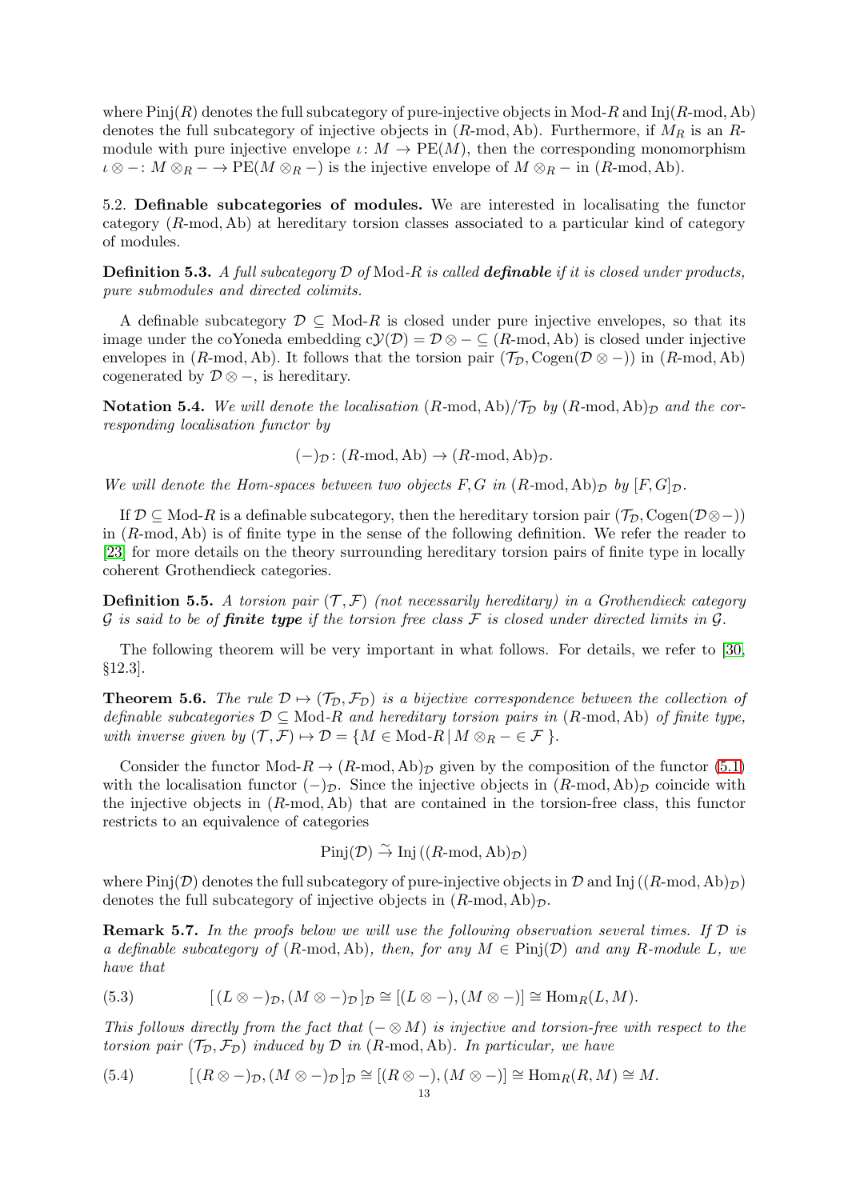where $\mathrm{Pinj}(R)$ denotes the full subcategory of pure-injective objects in $\mathrm{Mod}\text{-}R$ and $\mathrm{Inj}(R\text{-mod}, \mathrm{Ab})$ denotes the full subcategory of injective objects in $(R\text{-mod}, \mathrm{Ab})$. Furthermore, if $M_R$ is an $R$-module with pure injective envelope $\iota\colon M \to \mathrm{PE}(M)$, then the corresponding monomorphism $\iota \otimes - \colon M \otimes_R - \to \mathrm{PE}(M \otimes_R -)$ is the injective envelope of $M \otimes_R -$ in $(R\text{-mod}, \mathrm{Ab})$.

## 5.2. Definable subcategories of modules.

We are interested in localisating the functor category $(R\text{-mod}, \mathrm{Ab})$ at hereditary torsion classes associated to a particular kind of category of modules.

**Definition 5.3.** *A full subcategory $\mathcal{D}$ of $\mathrm{Mod}\text{-}R$ is called* ***definable*** *if it is closed under products, pure submodules and directed colimits.*

A definable subcategory $\mathcal{D} \subseteq \mathrm{Mod}\text{-}R$ is closed under pure injective envelopes, so that its image under the coYoneda embedding $c\mathcal{Y}(\mathcal{D}) = \mathcal{D} \otimes - \subseteq (R\text{-mod}, \mathrm{Ab})$ is closed under injective envelopes in $(R\text{-mod}, \mathrm{Ab})$. It follows that the torsion pair $(\mathcal{T}_\mathcal{D}, \mathrm{Cogen}(\mathcal{D} \otimes -))$ in $(R\text{-mod}, \mathrm{Ab})$ cogenerated by $\mathcal{D} \otimes -$, is hereditary.

**Notation 5.4.** *We will denote the localisation $(R\text{-mod}, \mathrm{Ab})/\mathcal{T}_\mathcal{D}$ by $(R\text{-mod}, \mathrm{Ab})_\mathcal{D}$ and the corresponding localisation functor by*

$$(-)_\mathcal{D} \colon (R\text{-mod}, \mathrm{Ab}) \to (R\text{-mod}, \mathrm{Ab})_\mathcal{D}.$$

*We will denote the Hom-spaces between two objects $F, G$ in $(R\text{-mod}, \mathrm{Ab})_\mathcal{D}$ by $[F, G]_\mathcal{D}$.*

If $\mathcal{D} \subseteq \mathrm{Mod}\text{-}R$ is a definable subcategory, then the hereditary torsion pair $(\mathcal{T}_\mathcal{D}, \mathrm{Cogen}(\mathcal{D} \otimes -))$ in $(R\text{-mod}, \mathrm{Ab})$ is of finite type in the sense of the following definition. We refer the reader to [23] for more details on the theory surrounding hereditary torsion pairs of finite type in locally coherent Grothendieck categories.

**Definition 5.5.** *A torsion pair $(\mathcal{T}, \mathcal{F})$ (not necessarily hereditary) in a Grothendieck category $\mathcal{G}$ is said to be of* ***finite type*** *if the torsion free class $\mathcal{F}$ is closed under directed limits in $\mathcal{G}$.*

The following theorem will be very important in what follows. For details, we refer to [30, §12.3].

**Theorem 5.6.** *The rule $\mathcal{D} \mapsto (\mathcal{T}_\mathcal{D}, \mathcal{F}_\mathcal{D})$ is a bijective correspondence between the collection of definable subcategories $\mathcal{D} \subseteq \mathrm{Mod}\text{-}R$ and hereditary torsion pairs in $(R\text{-mod}, \mathrm{Ab})$ of finite type, with inverse given by $(\mathcal{T}, \mathcal{F}) \mapsto \mathcal{D} = \{ M \in \mathrm{Mod}\text{-}R \,|\, M \otimes_R - \in \mathcal{F} \}$.*

Consider the functor $\mathrm{Mod}\text{-}R \to (R\text{-mod}, \mathrm{Ab})_\mathcal{D}$ given by the composition of the functor (5.1) with the localisation functor $(-)_\mathcal{D}$. Since the injective objects in $(R\text{-mod}, \mathrm{Ab})_\mathcal{D}$ coincide with the injective objects in $(R\text{-mod}, \mathrm{Ab})$ that are contained in the torsion-free class, this functor restricts to an equivalence of categories

$$\mathrm{Pinj}(\mathcal{D}) \xrightarrow{\sim} \mathrm{Inj}\left((R\text{-mod}, \mathrm{Ab})_\mathcal{D}\right)$$

where $\mathrm{Pinj}(\mathcal{D})$ denotes the full subcategory of pure-injective objects in $\mathcal{D}$ and $\mathrm{Inj}\left((R\text{-mod}, \mathrm{Ab})_\mathcal{D}\right)$ denotes the full subcategory of injective objects in $(R\text{-mod}, \mathrm{Ab})_\mathcal{D}$.

**Remark 5.7.** *In the proofs below we will use the following observation several times. If $\mathcal{D}$ is a definable subcategory of $(R\text{-mod}, \mathrm{Ab})$, then, for any $M \in \mathrm{Pinj}(\mathcal{D})$ and any $R$-module $L$, we have that*

$$[\,(L \otimes -)_\mathcal{D}, (M \otimes -)_\mathcal{D}\,]_\mathcal{D} \cong [(L \otimes -), (M \otimes -)] \cong \mathrm{Hom}_R(L, M). \tag{5.3}$$

*This follows directly from the fact that $(- \otimes M)$ is injective and torsion-free with respect to the torsion pair $(\mathcal{T}_\mathcal{D}, \mathcal{F}_\mathcal{D})$ induced by $\mathcal{D}$ in $(R\text{-mod}, \mathrm{Ab})$. In particular, we have*

$$[\,(R \otimes -)_\mathcal{D}, (M \otimes -)_\mathcal{D}\,]_\mathcal{D} \cong [(R \otimes -), (M \otimes -)] \cong \mathrm{Hom}_R(R, M) \cong M. \tag{5.4}$$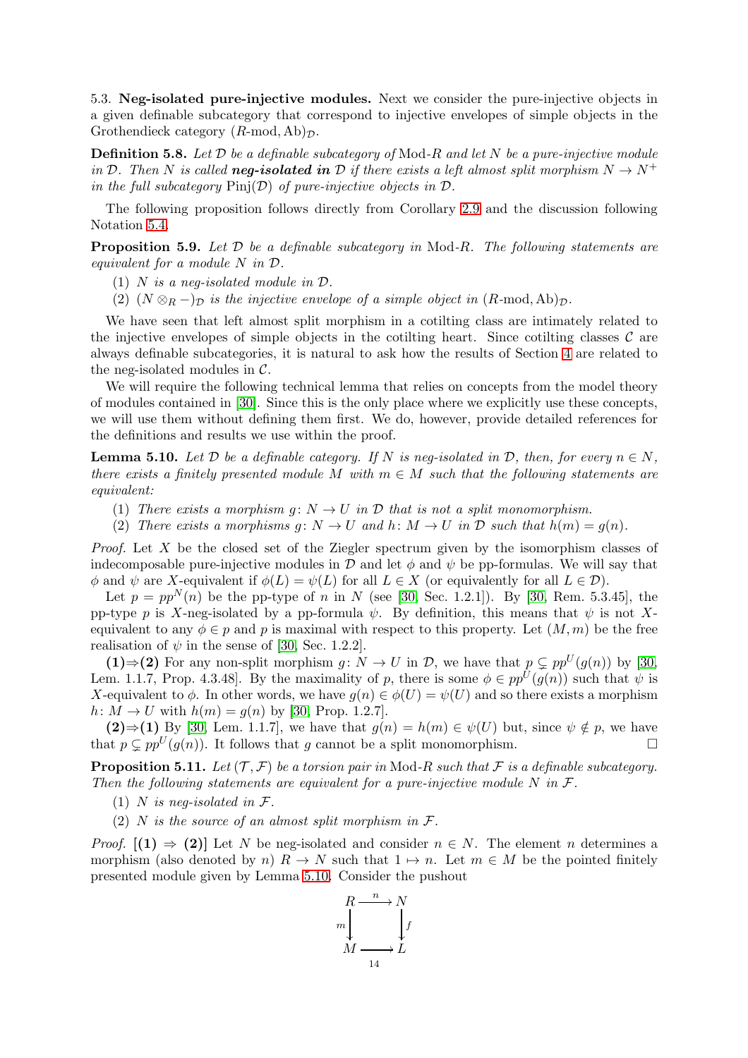5.3. **Neg-isolated pure-injective modules.** Next we consider the pure-injective objects in a given definable subcategory that correspond to injective envelopes of simple objects in the Grothendieck category $(R\text{-mod}, \mathrm{Ab})_{\mathcal{D}}$.

**Definition 5.8.** *Let $\mathcal{D}$ be a definable subcategory of* Mod-$R$ *and let $N$ be a pure-injective module in $\mathcal{D}$. Then $N$ is called* ***neg-isolated in*** $\mathcal{D}$ *if there exists a left almost split morphism $N \to N^+$ in the full subcategory $\mathrm{Pinj}(\mathcal{D})$ of pure-injective objects in $\mathcal{D}$.*

The following proposition follows directly from Corollary 2.9 and the discussion following Notation 5.4.

**Proposition 5.9.** *Let $\mathcal{D}$ be a definable subcategory in* Mod-$R$*. The following statements are equivalent for a module $N$ in $\mathcal{D}$.*

(1) *$N$ is a neg-isolated module in $\mathcal{D}$.*
(2) *$(N \otimes_R -)_{\mathcal{D}}$ is the injective envelope of a simple object in $(R\text{-mod}, \mathrm{Ab})_{\mathcal{D}}$.*

We have seen that left almost split morphism in a cotilting class are intimately related to the injective envelopes of simple objects in the cotilting heart. Since cotilting classes $\mathcal{C}$ are always definable subcategories, it is natural to ask how the results of Section 4 are related to the neg-isolated modules in $\mathcal{C}$.

We will require the following technical lemma that relies on concepts from the model theory of modules contained in [30]. Since this is the only place where we explicitly use these concepts, we will use them without defining them first. We do, however, provide detailed references for the definitions and results we use within the proof.

**Lemma 5.10.** *Let $\mathcal{D}$ be a definable category. If $N$ is neg-isolated in $\mathcal{D}$, then, for every $n \in N$, there exists a finitely presented module $M$ with $m \in M$ such that the following statements are equivalent:*

(1) *There exists a morphism $g \colon N \to U$ in $\mathcal{D}$ that is not a split monomorphism.*
(2) *There exists a morphisms $g \colon N \to U$ and $h \colon M \to U$ in $\mathcal{D}$ such that $h(m) = g(n)$.*

*Proof.* Let $X$ be the closed set of the Ziegler spectrum given by the isomorphism classes of indecomposable pure-injective modules in $\mathcal{D}$ and let $\phi$ and $\psi$ be pp-formulas. We will say that $\phi$ and $\psi$ are $X$-equivalent if $\phi(L) = \psi(L)$ for all $L \in X$ (or equivalently for all $L \in \mathcal{D}$).

Let $p = pp^N(n)$ be the pp-type of $n$ in $N$ (see [30, Sec. 1.2.1]). By [30, Rem. 5.3.45], the pp-type $p$ is $X$-neg-isolated by a pp-formula $\psi$. By definition, this means that $\psi$ is not $X$-equivalent to any $\phi \in p$ and $p$ is maximal with respect to this property. Let $(M, m)$ be the free realisation of $\psi$ in the sense of [30, Sec. 1.2.2].

**(1)⇒(2)** For any non-split morphism $g \colon N \to U$ in $\mathcal{D}$, we have that $p \subsetneq pp^U(g(n))$ by [30, Lem. 1.1.7, Prop. 4.3.48]. By the maximality of $p$, there is some $\phi \in pp^U(g(n))$ such that $\psi$ is $X$-equivalent to $\phi$. In other words, we have $g(n) \in \phi(U) = \psi(U)$ and so there exists a morphism $h \colon M \to U$ with $h(m) = g(n)$ by [30, Prop. 1.2.7].

**(2)⇒(1)** By [30, Lem. 1.1.7], we have that $g(n) = h(m) \in \psi(U)$ but, since $\psi \notin p$, we have that $p \subsetneq pp^U(g(n))$. It follows that $g$ cannot be a split monomorphism. $\square$

**Proposition 5.11.** *Let $(\mathcal{T}, \mathcal{F})$ be a torsion pair in* Mod-$R$ *such that $\mathcal{F}$ is a definable subcategory. Then the following statements are equivalent for a pure-injective module $N$ in $\mathcal{F}$.*

(1) *$N$ is neg-isolated in $\mathcal{F}$.*
(2) *$N$ is the source of an almost split morphism in $\mathcal{F}$.*

*Proof.* **[(1) ⇒ (2)]** Let $N$ be neg-isolated and consider $n \in N$. The element $n$ determines a morphism (also denoted by $n$) $R \to N$ such that $1 \mapsto n$. Let $m \in M$ be the pointed finitely presented module given by Lemma 5.10. Consider the pushout

$$\begin{array}{ccc} R & \xrightarrow{n} & N \\ {\scriptstyle m}\downarrow & & \downarrow{\scriptstyle f} \\ M & \longrightarrow & L \end{array}$$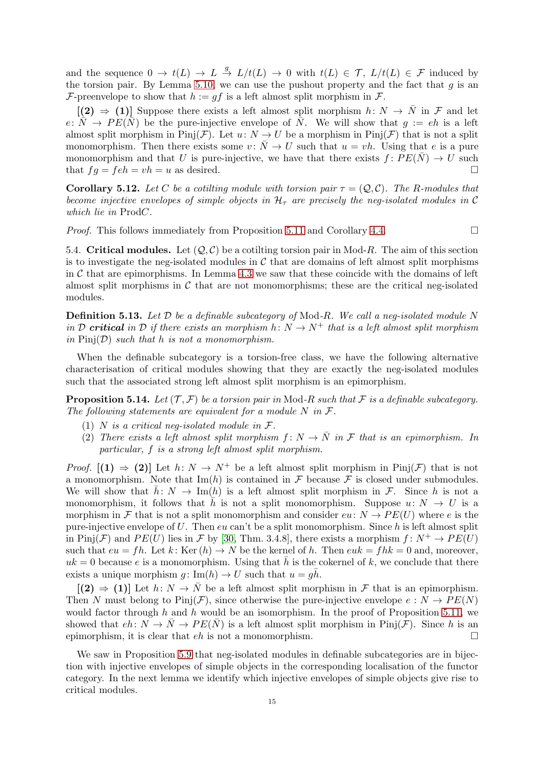and the sequence $0 \to t(L) \to L \xrightarrow{g} L/t(L) \to 0$ with $t(L) \in \mathcal{T}$, $L/t(L) \in \mathcal{F}$ induced by the torsion pair. By Lemma 5.10, we can use the pushout property and the fact that $g$ is an $\mathcal{F}$-preenvelope to show that $h := gf$ is a left almost split morphism in $\mathcal{F}$.

**[(2) ⇒ (1)]** Suppose there exists a left almost split morphism $h\colon N \to \bar{N}$ in $\mathcal{F}$ and let $e\colon \bar{N} \to PE(\bar{N})$ be the pure-injective envelope of $\bar{N}$. We will show that $g := eh$ is a left almost split morphism in $\mathrm{Pinj}(\mathcal{F})$. Let $u\colon N \to U$ be a morphism in $\mathrm{Pinj}(\mathcal{F})$ that is not a split monomorphism. Then there exists some $v\colon \bar{N} \to U$ such that $u = vh$. Using that $e$ is a pure monomorphism and that $U$ is pure-injective, we have that there exists $f\colon PE(\bar{N}) \to U$ such that $fg = feh = vh = u$ as desired. □

**Corollary 5.12.** *Let $C$ be a cotilting module with torsion pair $\tau = (\mathcal{Q}, \mathcal{C})$. The $R$-modules that become injective envelopes of simple objects in $\mathcal{H}_\tau$ are precisely the neg-isolated modules in $\mathcal{C}$ which lie in* $\mathrm{Prod}C$.

*Proof.* This follows immediately from Proposition 5.11 and Corollary 4.4. □

5.4. **Critical modules.** Let $(\mathcal{Q}, \mathcal{C})$ be a cotilting torsion pair in Mod-$R$. The aim of this section is to investigate the neg-isolated modules in $\mathcal{C}$ that are domains of left almost split morphisms in $\mathcal{C}$ that are epimorphisms. In Lemma 4.3 we saw that these coincide with the domains of left almost split morphisms in $\mathcal{C}$ that are not monomorphisms; these are the critical neg-isolated modules.

**Definition 5.13.** *Let $\mathcal{D}$ be a definable subcategory of* Mod-$R$. *We call a neg-isolated module $N$ in $\mathcal{D}$ **critical** in $\mathcal{D}$ if there exists an morphism $h\colon N \to N^+$ that is a left almost split morphism in $\mathrm{Pinj}(\mathcal{D})$ such that $h$ is not a monomorphism.*

When the definable subcategory is a torsion-free class, we have the following alternative characterisation of critical modules showing that they are exactly the neg-isolated modules such that the associated strong left almost split morphism is an epimorphism.

**Proposition 5.14.** *Let $(\mathcal{T}, \mathcal{F})$ be a torsion pair in* Mod-$R$ *such that $\mathcal{F}$ is a definable subcategory. The following statements are equivalent for a module $N$ in $\mathcal{F}$.*

1. *$N$ is a critical neg-isolated module in $\mathcal{F}$.*
2. *There exists a left almost split morphism $f\colon N \to \bar{N}$ in $\mathcal{F}$ that is an epimorphism. In particular, $f$ is a strong left almost split morphism.*

*Proof.* **[(1) ⇒ (2)]** Let $h\colon N \to N^+$ be a left almost split morphism in $\mathrm{Pinj}(\mathcal{F})$ that is not a monomorphism. Note that $\mathrm{Im}(h)$ is contained in $\mathcal{F}$ because $\mathcal{F}$ is closed under submodules. We will show that $\bar{h}\colon N \to \mathrm{Im}(h)$ is a left almost split morphism in $\mathcal{F}$. Since $h$ is not a monomorphism, it follows that $\bar{h}$ is not a split monomorphism. Suppose $u\colon N \to U$ is a morphism in $\mathcal{F}$ that is not a split monomorphism and consider $eu\colon N \to PE(U)$ where $e$ is the pure-injective envelope of $U$. Then $eu$ can't be a split monomorphism. Since $h$ is left almost split in $\mathrm{Pinj}(\mathcal{F})$ and $PE(U)$ lies in $\mathcal{F}$ by [30, Thm. 3.4.8], there exists a morphism $f\colon N^+ \to PE(U)$ such that $eu = fh$. Let $k\colon \mathrm{Ker}\,(h) \to N$ be the kernel of $h$. Then $euk = fhk = 0$ and, moreover, $uk = 0$ because $e$ is a monomorphism. Using that $\bar{h}$ is the cokernel of $k$, we conclude that there exists a unique morphism $g\colon \mathrm{Im}(h) \to U$ such that $u = g\bar{h}$.

**[(2) ⇒ (1)]** Let $h\colon N \to \bar{N}$ be a left almost split morphism in $\mathcal{F}$ that is an epimorphism. Then $N$ must belong to $\mathrm{Pinj}(\mathcal{F})$, since otherwise the pure-injective envelope $e : N \to PE(N)$ would factor through $h$ and $h$ would be an isomorphism. In the proof of Proposition 5.11, we showed that $eh\colon N \to \bar{N} \to PE(\bar{N})$ is a left almost split morphism in $\mathrm{Pinj}(\mathcal{F})$. Since $h$ is an epimorphism, it is clear that $eh$ is not a monomorphism. □

We saw in Proposition 5.9 that neg-isolated modules in definable subcategories are in bijection with injective envelopes of simple objects in the corresponding localisation of the functor category. In the next lemma we identify which injective envelopes of simple objects give rise to critical modules.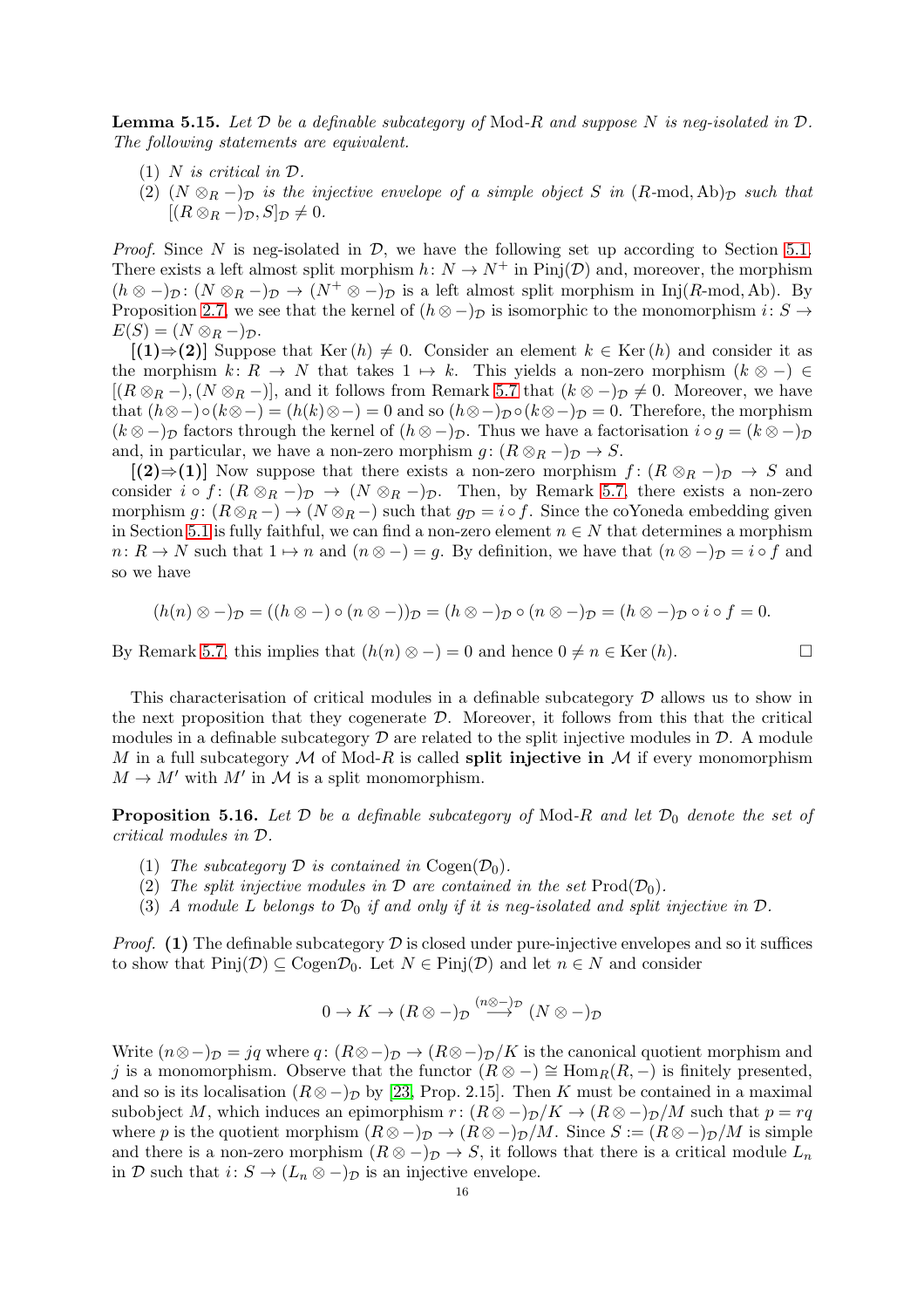**Lemma 5.15.** *Let $\mathcal{D}$ be a definable subcategory of* Mod-$R$ *and suppose $N$ is neg-isolated in $\mathcal{D}$. The following statements are equivalent.*

1. *$N$ is critical in $\mathcal{D}$.*
2. *$(N \otimes_R -)_{\mathcal{D}}$ is the injective envelope of a simple object $S$ in $(R\text{-mod}, \mathrm{Ab})_{\mathcal{D}}$ such that $[(R \otimes_R -)_{\mathcal{D}}, S]_{\mathcal{D}} \neq 0$.*

*Proof.* Since $N$ is neg-isolated in $\mathcal{D}$, we have the following set up according to Section 5.1. There exists a left almost split morphism $h \colon N \to N^+$ in $\mathrm{Pinj}(\mathcal{D})$ and, moreover, the morphism $(h \otimes -)_{\mathcal{D}} \colon (N \otimes_R -)_{\mathcal{D}} \to (N^+ \otimes -)_{\mathcal{D}}$ is a left almost split morphism in $\mathrm{Inj}(R\text{-mod}, \mathrm{Ab})$. By Proposition 2.7, we see that the kernel of $(h \otimes -)_{\mathcal{D}}$ is isomorphic to the monomorphism $i \colon S \to E(S) = (N \otimes_R -)_{\mathcal{D}}$.

**[(1)⇒(2)]** Suppose that $\mathrm{Ker}\,(h) \neq 0$. Consider an element $k \in \mathrm{Ker}\,(h)$ and consider it as the morphism $k \colon R \to N$ that takes $1 \mapsto k$. This yields a non-zero morphism $(k \otimes -) \in [(R \otimes_R -), (N \otimes_R -)]$, and it follows from Remark 5.7 that $(k \otimes -)_{\mathcal{D}} \neq 0$. Moreover, we have that $(h \otimes -) \circ (k \otimes -) = (h(k) \otimes -) = 0$ and so $(h \otimes -)_{\mathcal{D}} \circ (k \otimes -)_{\mathcal{D}} = 0$. Therefore, the morphism $(k \otimes -)_{\mathcal{D}}$ factors through the kernel of $(h \otimes -)_{\mathcal{D}}$. Thus we have a factorisation $i \circ g = (k \otimes -)_{\mathcal{D}}$ and, in particular, we have a non-zero morphism $g \colon (R \otimes_R -)_{\mathcal{D}} \to S$.

**[(2)⇒(1)]** Now suppose that there exists a non-zero morphism $f \colon (R \otimes_R -)_{\mathcal{D}} \to S$ and consider $i \circ f \colon (R \otimes_R -)_{\mathcal{D}} \to (N \otimes_R -)_{\mathcal{D}}$. Then, by Remark 5.7, there exists a non-zero morphism $g \colon (R \otimes_R -) \to (N \otimes_R -)$ such that $g_{\mathcal{D}} = i \circ f$. Since the coYoneda embedding given in Section 5.1 is fully faithful, we can find a non-zero element $n \in N$ that determines a morphism $n \colon R \to N$ such that $1 \mapsto n$ and $(n \otimes -) = g$. By definition, we have that $(n \otimes -)_{\mathcal{D}} = i \circ f$ and so we have

$$(h(n) \otimes -)_{\mathcal{D}} = ((h \otimes -) \circ (n \otimes -))_{\mathcal{D}} = (h \otimes -)_{\mathcal{D}} \circ (n \otimes -)_{\mathcal{D}} = (h \otimes -)_{\mathcal{D}} \circ i \circ f = 0.$$

By Remark 5.7, this implies that $(h(n) \otimes -) = 0$ and hence $0 \neq n \in \mathrm{Ker}\,(h)$. □

This characterisation of critical modules in a definable subcategory $\mathcal{D}$ allows us to show in the next proposition that they cogenerate $\mathcal{D}$. Moreover, it follows from this that the critical modules in a definable subcategory $\mathcal{D}$ are related to the split injective modules in $\mathcal{D}$. A module $M$ in a full subcategory $\mathcal{M}$ of Mod-$R$ is called **split injective in** $\mathcal{M}$ if every monomorphism $M \to M'$ with $M'$ in $\mathcal{M}$ is a split monomorphism.

**Proposition 5.16.** *Let $\mathcal{D}$ be a definable subcategory of* Mod-$R$ *and let $\mathcal{D}_0$ denote the set of critical modules in $\mathcal{D}$.*

1. *The subcategory $\mathcal{D}$ is contained in $\mathrm{Cogen}(\mathcal{D}_0)$.*
2. *The split injective modules in $\mathcal{D}$ are contained in the set $\mathrm{Prod}(\mathcal{D}_0)$.*
3. *A module $L$ belongs to $\mathcal{D}_0$ if and only if it is neg-isolated and split injective in $\mathcal{D}$.*

*Proof.* **(1)** The definable subcategory $\mathcal{D}$ is closed under pure-injective envelopes and so it suffices to show that $\mathrm{Pinj}(\mathcal{D}) \subseteq \mathrm{Cogen}\mathcal{D}_0$. Let $N \in \mathrm{Pinj}(\mathcal{D})$ and let $n \in N$ and consider

$$0 \to K \to (R \otimes -)_{\mathcal{D}} \xrightarrow{(n \otimes -)_{\mathcal{D}}} (N \otimes -)_{\mathcal{D}}$$

Write $(n \otimes -)_{\mathcal{D}} = jq$ where $q \colon (R \otimes -)_{\mathcal{D}} \to (R \otimes -)_{\mathcal{D}}/K$ is the canonical quotient morphism and $j$ is a monomorphism. Observe that the functor $(R \otimes -) \cong \mathrm{Hom}_R(R, -)$ is finitely presented, and so is its localisation $(R \otimes -)_{\mathcal{D}}$ by [23, Prop. 2.15]. Then $K$ must be contained in a maximal subobject $M$, which induces an epimorphism $r \colon (R \otimes -)_{\mathcal{D}}/K \to (R \otimes -)_{\mathcal{D}}/M$ such that $p = rq$ where $p$ is the quotient morphism $(R \otimes -)_{\mathcal{D}} \to (R \otimes -)_{\mathcal{D}}/M$. Since $S := (R \otimes -)_{\mathcal{D}}/M$ is simple and there is a non-zero morphism $(R \otimes -)_{\mathcal{D}} \to S$, it follows that there is a critical module $L_n$ in $\mathcal{D}$ such that $i \colon S \to (L_n \otimes -)_{\mathcal{D}}$ is an injective envelope.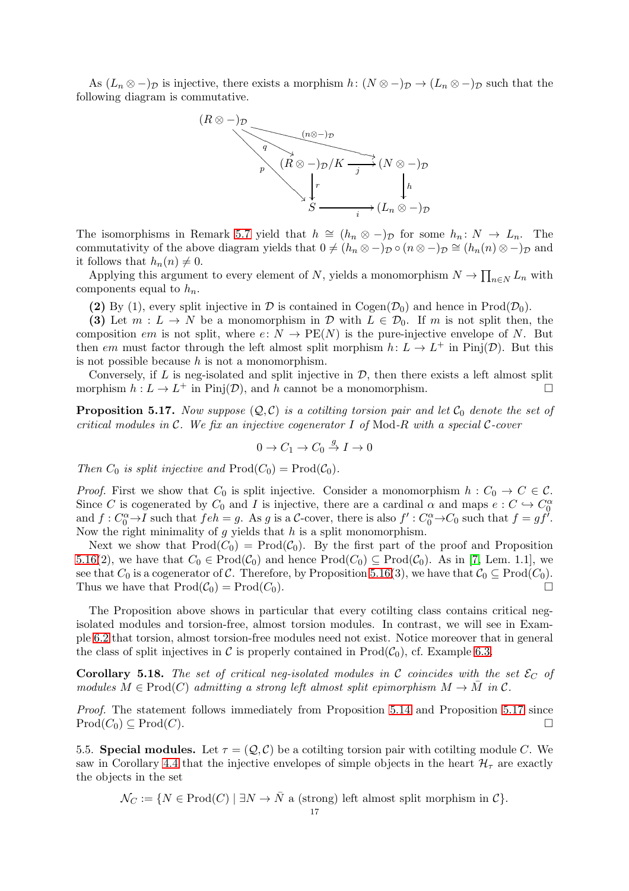As $(L_n \otimes -)_{\mathcal{D}}$ is injective, there exists a morphism $h\colon (N \otimes -)_{\mathcal{D}} \to (L_n \otimes -)_{\mathcal{D}}$ such that the following diagram is commutative.

$$\begin{array}{ccccc}
(R \otimes -)_{\mathcal{D}} & & \xrightarrow{(n\otimes -)_{\mathcal{D}}} & & \\
 & \searrow^{q} & & & \\
 & & (R \otimes -)_{\mathcal{D}}/K & \xrightarrow{j} & (N \otimes -)_{\mathcal{D}} \\
 & \searrow_{p} & \downarrow r & & \downarrow h \\
 & & S & \xrightarrow{i} & (L_n \otimes -)_{\mathcal{D}}
\end{array}$$

The isomorphisms in Remark 5.7 yield that $h \cong (h_n \otimes -)_{\mathcal{D}}$ for some $h_n\colon N \to L_n$. The commutativity of the above diagram yields that $0 \neq (h_n \otimes -)_{\mathcal{D}} \circ (n \otimes -)_{\mathcal{D}} \cong (h_n(n) \otimes -)_{\mathcal{D}}$ and it follows that $h_n(n) \neq 0$.

Applying this argument to every element of $N$, yields a monomorphism $N \to \prod_{n \in N} L_n$ with components equal to $h_n$.

**(2)** By (1), every split injective in $\mathcal{D}$ is contained in $\mathrm{Cogen}(\mathcal{D}_0)$ and hence in $\mathrm{Prod}(\mathcal{D}_0)$.

**(3)** Let $m : L \to N$ be a monomorphism in $\mathcal{D}$ with $L \in \mathcal{D}_0$. If $m$ is not split then, the composition $em$ is not split, where $e\colon N \to \mathrm{PE}(N)$ is the pure-injective envelope of $N$. But then $em$ must factor through the left almost split morphism $h\colon L \to L^+$ in $\mathrm{Pinj}(\mathcal{D})$. But this is not possible because $h$ is not a monomorphism.

Conversely, if $L$ is neg-isolated and split injective in $\mathcal{D}$, then there exists a left almost split morphism $h : L \to L^+$ in $\mathrm{Pinj}(\mathcal{D})$, and $h$ cannot be a monomorphism. □

**Proposition 5.17.** *Now suppose $(\mathcal{Q}, \mathcal{C})$ is a cotilting torsion pair and let $\mathcal{C}_0$ denote the set of critical modules in $\mathcal{C}$. We fix an injective cogenerator $I$ of* Mod-$R$ *with a special $\mathcal{C}$-cover*

$$0 \to C_1 \to C_0 \xrightarrow{g} I \to 0$$

*Then $C_0$ is split injective and $\mathrm{Prod}(C_0) = \mathrm{Prod}(\mathcal{C}_0)$.*

*Proof.* First we show that $C_0$ is split injective. Consider a monomorphism $h : C_0 \to C \in \mathcal{C}$. Since $C$ is cogenerated by $C_0$ and $I$ is injective, there are a cardinal $\alpha$ and maps $e : C \hookrightarrow C_0^\alpha$ and $f : C_0^\alpha \to I$ such that $feh = g$. As $g$ is a $\mathcal{C}$-cover, there is also $f' : C_0^\alpha \to C_0$ such that $f = gf'$. Now the right minimality of $g$ yields that $h$ is a split monomorphism.

Next we show that $\mathrm{Prod}(C_0) = \mathrm{Prod}(\mathcal{C}_0)$. By the first part of the proof and Proposition 5.16(2), we have that $C_0 \in \mathrm{Prod}(\mathcal{C}_0)$ and hence $\mathrm{Prod}(C_0) \subseteq \mathrm{Prod}(\mathcal{C}_0)$. As in [7, Lem. 1.1], we see that $C_0$ is a cogenerator of $\mathcal{C}$. Therefore, by Proposition 5.16(3), we have that $\mathcal{C}_0 \subseteq \mathrm{Prod}(C_0)$. Thus we have that $\mathrm{Prod}(\mathcal{C}_0) = \mathrm{Prod}(C_0)$. □

The Proposition above shows in particular that every cotilting class contains critical neg-isolated modules and torsion-free, almost torsion modules. In contrast, we will see in Example 6.2 that torsion, almost torsion-free modules need not exist. Notice moreover that in general the class of split injectives in $\mathcal{C}$ is properly contained in $\mathrm{Prod}(\mathcal{C}_0)$, cf. Example 6.3.

**Corollary 5.18.** *The set of critical neg-isolated modules in $\mathcal{C}$ coincides with the set $\mathcal{E}_C$ of modules $M \in \mathrm{Prod}(C)$ admitting a strong left almost split epimorphism $M \to \bar{M}$ in $\mathcal{C}$.*

*Proof.* The statement follows immediately from Proposition 5.14 and Proposition 5.17 since $\mathrm{Prod}(C_0) \subseteq \mathrm{Prod}(C)$. □

5.5. **Special modules.** Let $\tau = (\mathcal{Q}, \mathcal{C})$ be a cotilting torsion pair with cotilting module $C$. We saw in Corollary 4.4 that the injective envelopes of simple objects in the heart $\mathcal{H}_\tau$ are exactly the objects in the set

$$\mathcal{N}_C := \{N \in \mathrm{Prod}(C) \mid \exists N \to \bar{N} \text{ a (strong) left almost split morphism in } \mathcal{C}\}.$$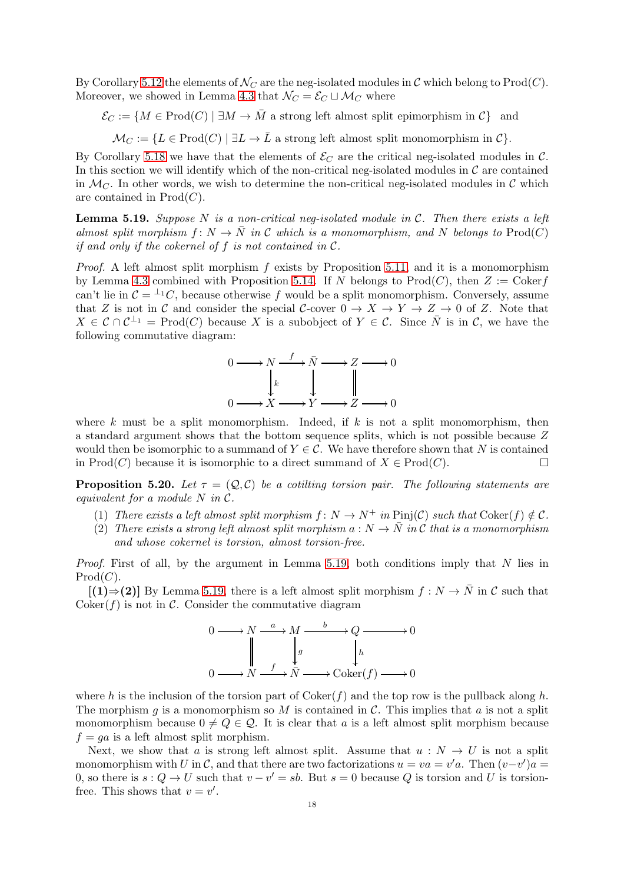By Corollary 5.12 the elements of $\mathcal{N}_C$ are the neg-isolated modules in $\mathcal{C}$ which belong to $\mathrm{Prod}(C)$. Moreover, we showed in Lemma 4.3 that $\mathcal{N}_C = \mathcal{E}_C \sqcup \mathcal{M}_C$ where

$$\mathcal{E}_C := \{M \in \mathrm{Prod}(C) \mid \exists M \to \bar{M} \text{ a strong left almost split epimorphism in } \mathcal{C}\} \quad \text{and}$$

$$\mathcal{M}_C := \{L \in \mathrm{Prod}(C) \mid \exists L \to \bar{L} \text{ a strong left almost split monomorphism in } \mathcal{C}\}.$$

By Corollary 5.18 we have that the elements of $\mathcal{E}_C$ are the critical neg-isolated modules in $\mathcal{C}$. In this section we will identify which of the non-critical neg-isolated modules in $\mathcal{C}$ are contained in $\mathcal{M}_C$. In other words, we wish to determine the non-critical neg-isolated modules in $\mathcal{C}$ which are contained in $\mathrm{Prod}(C)$.

**Lemma 5.19.** *Suppose $N$ is a non-critical neg-isolated module in $\mathcal{C}$. Then there exists a left almost split morphism $f\colon N \to \bar{N}$ in $\mathcal{C}$ which is a monomorphism, and $N$ belongs to $\mathrm{Prod}(C)$ if and only if the cokernel of $f$ is not contained in $\mathcal{C}$.*

*Proof.* A left almost split morphism $f$ exists by Proposition 5.11, and it is a monomorphism by Lemma 4.3 combined with Proposition 5.14. If $N$ belongs to $\mathrm{Prod}(C)$, then $Z := \mathrm{Coker} f$ can't lie in $\mathcal{C} = {}^{\perp_1}C$, because otherwise $f$ would be a split monomorphism. Conversely, assume that $Z$ is not in $\mathcal{C}$ and consider the special $\mathcal{C}$-cover $0 \to X \to Y \to Z \to 0$ of $Z$. Note that $X \in \mathcal{C} \cap \mathcal{C}^{\perp_1} = \mathrm{Prod}(C)$ because $X$ is a subobject of $Y \in \mathcal{C}$. Since $\bar{N}$ is in $\mathcal{C}$, we have the following commutative diagram:

$$\begin{array}{ccccccccc}
0 & \longrightarrow & N & \xrightarrow{f} & \bar{N} & \longrightarrow & Z & \longrightarrow & 0 \\
 & & \downarrow{\scriptstyle k} & & \downarrow & & \| & & \\
0 & \longrightarrow & X & \longrightarrow & Y & \longrightarrow & Z & \longrightarrow & 0
\end{array}$$

where $k$ must be a split monomorphism. Indeed, if $k$ is not a split monomorphism, then a standard argument shows that the bottom sequence splits, which is not possible because $Z$ would then be isomorphic to a summand of $Y \in \mathcal{C}$. We have therefore shown that $N$ is contained in $\mathrm{Prod}(C)$ because it is isomorphic to a direct summand of $X \in \mathrm{Prod}(C)$. $\square$

**Proposition 5.20.** *Let $\tau = (\mathcal{Q}, \mathcal{C})$ be a cotilting torsion pair. The following statements are equivalent for a module $N$ in $\mathcal{C}$.*

1. *There exists a left almost split morphism $f\colon N \to N^+$ in $\mathrm{Pinj}(\mathcal{C})$ such that $\mathrm{Coker}(f) \notin \mathcal{C}$.*
2. *There exists a strong left almost split morphism $a : N \to \bar{N}$ in $\mathcal{C}$ that is a monomorphism and whose cokernel is torsion, almost torsion-free.*

*Proof.* First of all, by the argument in Lemma 5.19, both conditions imply that $N$ lies in $\mathrm{Prod}(C)$.

**[(1)⇒(2)]** By Lemma 5.19, there is a left almost split morphism $f : N \to \bar{N}$ in $\mathcal{C}$ such that $\mathrm{Coker}(f)$ is not in $\mathcal{C}$. Consider the commutative diagram

$$\begin{array}{ccccccccc}
0 & \longrightarrow & N & \xrightarrow{a} & M & \xrightarrow{b} & Q & \longrightarrow & 0 \\
 & & \| & & \downarrow{\scriptstyle g} & & \downarrow{\scriptstyle h} & & \\
0 & \longrightarrow & N & \xrightarrow{f} & \bar{N} & \longrightarrow & \mathrm{Coker}(f) & \longrightarrow & 0
\end{array}$$

where $h$ is the inclusion of the torsion part of $\mathrm{Coker}(f)$ and the top row is the pullback along $h$. The morphism $g$ is a monomorphism so $M$ is contained in $\mathcal{C}$. This implies that $a$ is not a split monomorphism because $0 \neq Q \in \mathcal{Q}$. It is clear that $a$ is a left almost split morphism because $f = ga$ is a left almost split morphism.

Next, we show that $a$ is strong left almost split. Assume that $u : N \to U$ is not a split monomorphism with $U$ in $\mathcal{C}$, and that there are two factorizations $u = va = v'a$. Then $(v-v')a = 0$, so there is $s : Q \to U$ such that $v - v' = sb$. But $s = 0$ because $Q$ is torsion and $U$ is torsion-free. This shows that $v = v'$.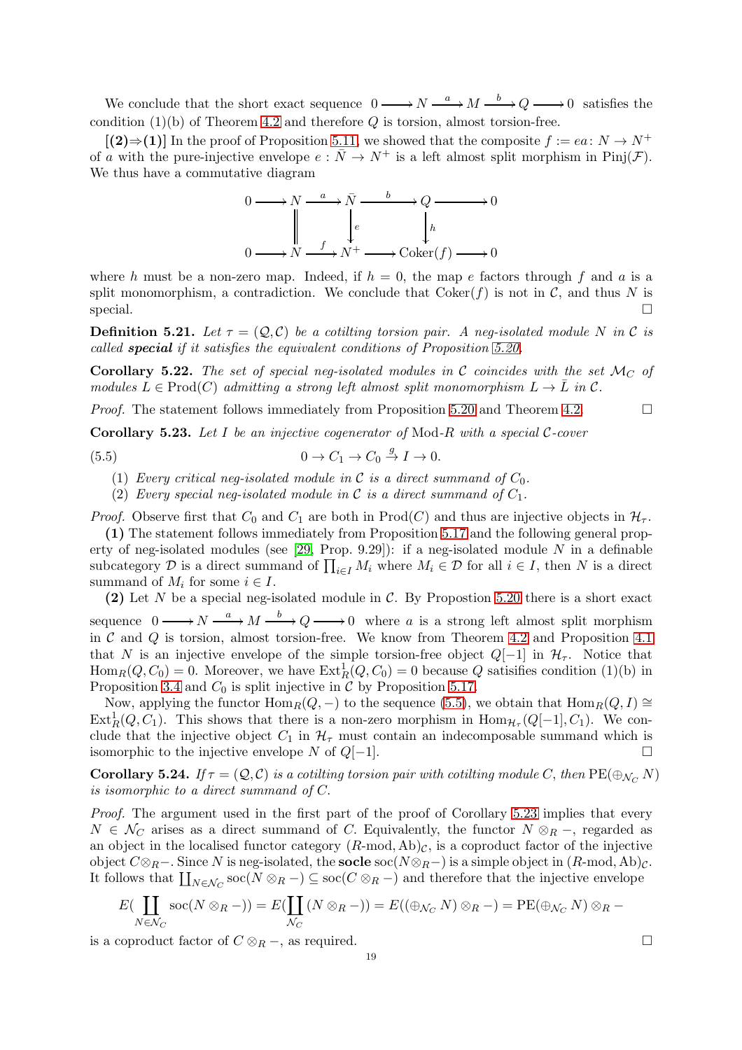We conclude that the short exact sequence $0 \longrightarrow N \xrightarrow{a} M \xrightarrow{b} Q \longrightarrow 0$ satisfies the condition (1)(b) of Theorem 4.2 and therefore $Q$ is torsion, almost torsion-free.

**[(2)⇒(1)]** In the proof of Proposition 5.11, we showed that the composite $f := ea\colon N \to N^+$ of $a$ with the pure-injective envelope $e : \bar{N} \to N^+$ is a left almost split morphism in $\mathrm{Pinj}(\mathcal{F})$. We thus have a commutative diagram

$$\begin{array}{ccccccccc}
0 & \longrightarrow & N & \xrightarrow{a} & \bar{N} & \xrightarrow{b} & Q & \longrightarrow & 0 \\
 & & \| & & \downarrow{\scriptstyle e} & & \downarrow{\scriptstyle h} & & \\
0 & \longrightarrow & N & \xrightarrow{f} & N^+ & \longrightarrow & \mathrm{Coker}(f) & \longrightarrow & 0
\end{array}$$

where $h$ must be a non-zero map. Indeed, if $h = 0$, the map $e$ factors through $f$ and $a$ is a split monomorphism, a contradiction. We conclude that $\mathrm{Coker}(f)$ is not in $\mathcal{C}$, and thus $N$ is special. $\square$

**Definition 5.21.** *Let $\tau = (\mathcal{Q}, \mathcal{C})$ be a cotilting torsion pair. A neg-isolated module $N$ in $\mathcal{C}$ is called **special** if it satisfies the equivalent conditions of Proposition 5.20.*

**Corollary 5.22.** *The set of special neg-isolated modules in $\mathcal{C}$ coincides with the set $\mathcal{M}_C$ of modules $L \in \mathrm{Prod}(C)$ admitting a strong left almost split monomorphism $L \to \bar{L}$ in $\mathcal{C}$.*

*Proof.* The statement follows immediately from Proposition 5.20 and Theorem 4.2. $\square$

**Corollary 5.23.** *Let $I$ be an injective cogenerator of* Mod-$R$ *with a special $\mathcal{C}$-cover*

$$0 \to C_1 \to C_0 \xrightarrow{g} I \to 0. \tag{5.5}$$

1. *Every critical neg-isolated module in $\mathcal{C}$ is a direct summand of $C_0$.*
2. *Every special neg-isolated module in $\mathcal{C}$ is a direct summand of $C_1$.*

*Proof.* Observe first that $C_0$ and $C_1$ are both in $\mathrm{Prod}(C)$ and thus are injective objects in $\mathcal{H}_\tau$.

**(1)** The statement follows immediately from Proposition 5.17 and the following general property of neg-isolated modules (see [29, Prop. 9.29]): if a neg-isolated module $N$ in a definable subcategory $\mathcal{D}$ is a direct summand of $\prod_{i\in I} M_i$ where $M_i \in \mathcal{D}$ for all $i \in I$, then $N$ is a direct summand of $M_i$ for some $i \in I$.

**(2)** Let $N$ be a special neg-isolated module in $\mathcal{C}$. By Propostion 5.20 there is a short exact sequence $0 \longrightarrow N \xrightarrow{a} M \xrightarrow{b} Q \longrightarrow 0$ where $a$ is a strong left almost split morphism in $\mathcal{C}$ and $Q$ is torsion, almost torsion-free. We know from Theorem 4.2 and Proposition 4.1 that $N$ is an injective envelope of the simple torsion-free object $Q[-1]$ in $\mathcal{H}_\tau$. Notice that $\mathrm{Hom}_R(Q, C_0) = 0$. Moreover, we have $\mathrm{Ext}^1_R(Q, C_0) = 0$ because $Q$ satisifies condition (1)(b) in Proposition 3.4 and $C_0$ is split injective in $\mathcal{C}$ by Proposition 5.17.

Now, applying the functor $\mathrm{Hom}_R(Q, -)$ to the sequence (5.5), we obtain that $\mathrm{Hom}_R(Q, I) \cong \mathrm{Ext}^1_R(Q, C_1)$. This shows that there is a non-zero morphism in $\mathrm{Hom}_{\mathcal{H}_\tau}(Q[-1], C_1)$. We conclude that the injective object $C_1$ in $\mathcal{H}_\tau$ must contain an indecomposable summand which is isomorphic to the injective envelope $N$ of $Q[-1]$. $\square$

**Corollary 5.24.** *If $\tau = (\mathcal{Q}, \mathcal{C})$ is a cotilting torsion pair with cotilting module $C$, then $\mathrm{PE}(\oplus_{\mathcal{N}_C} N)$ is isomorphic to a direct summand of $C$.*

*Proof.* The argument used in the first part of the proof of Corollary 5.23 implies that every $N \in \mathcal{N}_C$ arises as a direct summand of $C$. Equivalently, the functor $N \otimes_R -$, regarded as an object in the localised functor category $(R\text{-mod}, \mathrm{Ab})_{\mathcal{C}}$, is a coproduct factor of the injective object $C \otimes_R -$. Since $N$ is neg-isolated, the **socle** $\mathrm{soc}(N \otimes_R -)$ is a simple object in $(R\text{-mod}, \mathrm{Ab})_{\mathcal{C}}$. It follows that $\coprod_{N\in\mathcal{N}_C} \mathrm{soc}(N \otimes_R -) \subseteq \mathrm{soc}(C \otimes_R -)$ and therefore that the injective envelope

$$E(\coprod_{N\in\mathcal{N}_C} \mathrm{soc}(N \otimes_R -)) = E(\coprod_{\mathcal{N}_C} (N \otimes_R -)) = E((\oplus_{\mathcal{N}_C} N) \otimes_R -) = \mathrm{PE}(\oplus_{\mathcal{N}_C} N) \otimes_R -$$

is a coproduct factor of $C \otimes_R -$, as required. $\square$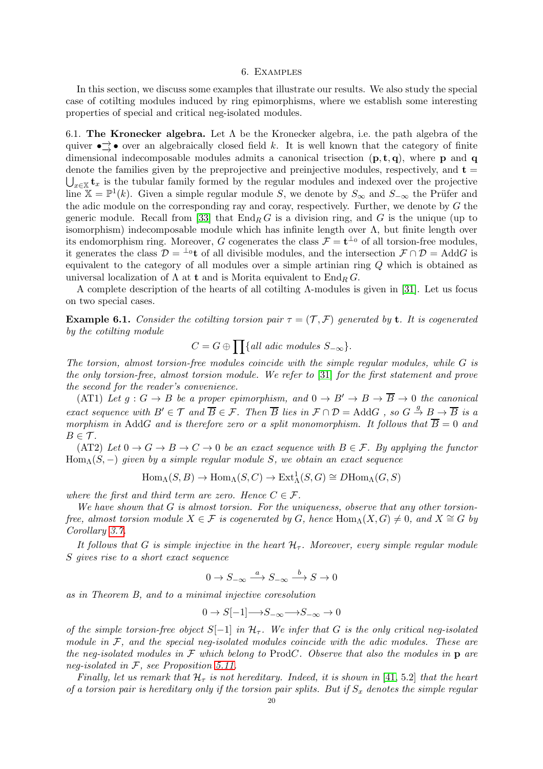## 6. Examples

In this section, we discuss some examples that illustrate our results. We also study the special case of cotilting modules induced by ring epimorphisms, where we establish some interesting properties of special and critical neg-isolated modules.

**6.1. The Kronecker algebra.** Let $\Lambda$ be the Kronecker algebra, i.e. the path algebra of the quiver $\bullet \rightrightarrows \bullet$ over an algebraically closed field $k$. It is well known that the category of finite dimensional indecomposable modules admits a canonical trisection $(\mathbf{p}, \mathbf{t}, \mathbf{q})$, where $\mathbf{p}$ and $\mathbf{q}$ denote the families given by the preprojective and preinjective modules, respectively, and $\mathbf{t} = \bigcup_{x \in \mathbb{X}} \mathbf{t}_x$ is the tubular family formed by the regular modules and indexed over the projective line $\mathbb{X} = \mathbb{P}^1(k)$. Given a simple regular module $S$, we denote by $S_\infty$ and $S_{-\infty}$ the Prüfer and the adic module on the corresponding ray and coray, respectively. Further, we denote by $G$ the generic module. Recall from [33] that $\mathrm{End}_R\, G$ is a division ring, and $G$ is the unique (up to isomorphism) indecomposable module which has infinite length over $\Lambda$, but finite length over its endomorphism ring. Moreover, $G$ cogenerates the class $\mathcal{F} = \mathbf{t}^{\perp_0}$ of all torsion-free modules, it generates the class $\mathcal{D} = {}^{\perp_0}\mathbf{t}$ of all divisible modules, and the intersection $\mathcal{F} \cap \mathcal{D} = \mathrm{Add}G$ is equivalent to the category of all modules over a simple artinian ring $Q$ which is obtained as universal localization of $\Lambda$ at $\mathbf{t}$ and is Morita equivalent to $\mathrm{End}_R\, G$.

A complete description of the hearts of all cotilting $\Lambda$-modules is given in [31]. Let us focus on two special cases.

**Example 6.1.** *Consider the cotilting torsion pair $\tau = (\mathcal{T}, \mathcal{F})$ generated by $\mathbf{t}$. It is cogenerated by the cotilting module*

$$C = G \oplus \prod \{\textit{all adic modules } S_{-\infty}\}.$$

*The torsion, almost torsion-free modules coincide with the simple regular modules, while $G$ is the only torsion-free, almost torsion module. We refer to [31] for the first statement and prove the second for the reader's convenience.*

*(AT1) Let $g : G \to B$ be a proper epimorphism, and $0 \to B' \to B \to \overline{B} \to 0$ the canonical exact sequence with $B' \in \mathcal{T}$ and $\overline{B} \in \mathcal{F}$. Then $\overline{B}$ lies in $\mathcal{F} \cap \mathcal{D} = \mathrm{Add}G$ , so $G \xrightarrow{g} B \to \overline{B}$ is a morphism in $\mathrm{Add}G$ and is therefore zero or a split monomorphism. It follows that $\overline{B} = 0$ and $B \in \mathcal{T}$.*

*(AT2) Let $0 \to G \to B \to C \to 0$ be an exact sequence with $B \in \mathcal{F}$. By applying the functor $\mathrm{Hom}_\Lambda(S, -)$ given by a simple regular module $S$, we obtain an exact sequence*

$$\mathrm{Hom}_\Lambda(S, B) \to \mathrm{Hom}_\Lambda(S, C) \to \mathrm{Ext}^1_\Lambda(S, G) \cong D\mathrm{Hom}_\Lambda(G, S)$$

*where the first and third term are zero. Hence $C \in \mathcal{F}$.*

*We have shown that $G$ is almost torsion. For the uniqueness, observe that any other torsion-free, almost torsion module $X \in \mathcal{F}$ is cogenerated by $G$, hence $\mathrm{Hom}_\Lambda(X, G) \neq 0$, and $X \cong G$ by Corollary 3.7.*

*It follows that $G$ is simple injective in the heart $\mathcal{H}_\tau$. Moreover, every simple regular module $S$ gives rise to a short exact sequence*

$$0 \to S_{-\infty} \xrightarrow{a} S_{-\infty} \xrightarrow{b} S \to 0$$

*as in Theorem B, and to a minimal injective coresolution*

$$0 \to S[-1] \longrightarrow S_{-\infty} \longrightarrow S_{-\infty} \to 0$$

*of the simple torsion-free object $S[-1]$ in $\mathcal{H}_\tau$. We infer that $G$ is the only critical neg-isolated module in $\mathcal{F}$, and the special neg-isolated modules coincide with the adic modules. These are the neg-isolated modules in $\mathcal{F}$ which belong to $\mathrm{Prod}C$. Observe that also the modules in $\mathbf{p}$ are neg-isolated in $\mathcal{F}$, see Proposition 5.11.*

*Finally, let us remark that $\mathcal{H}_\tau$ is not hereditary. Indeed, it is shown in [41, 5.2] that the heart of a torsion pair is hereditary only if the torsion pair splits. But if $S_x$ denotes the simple regular*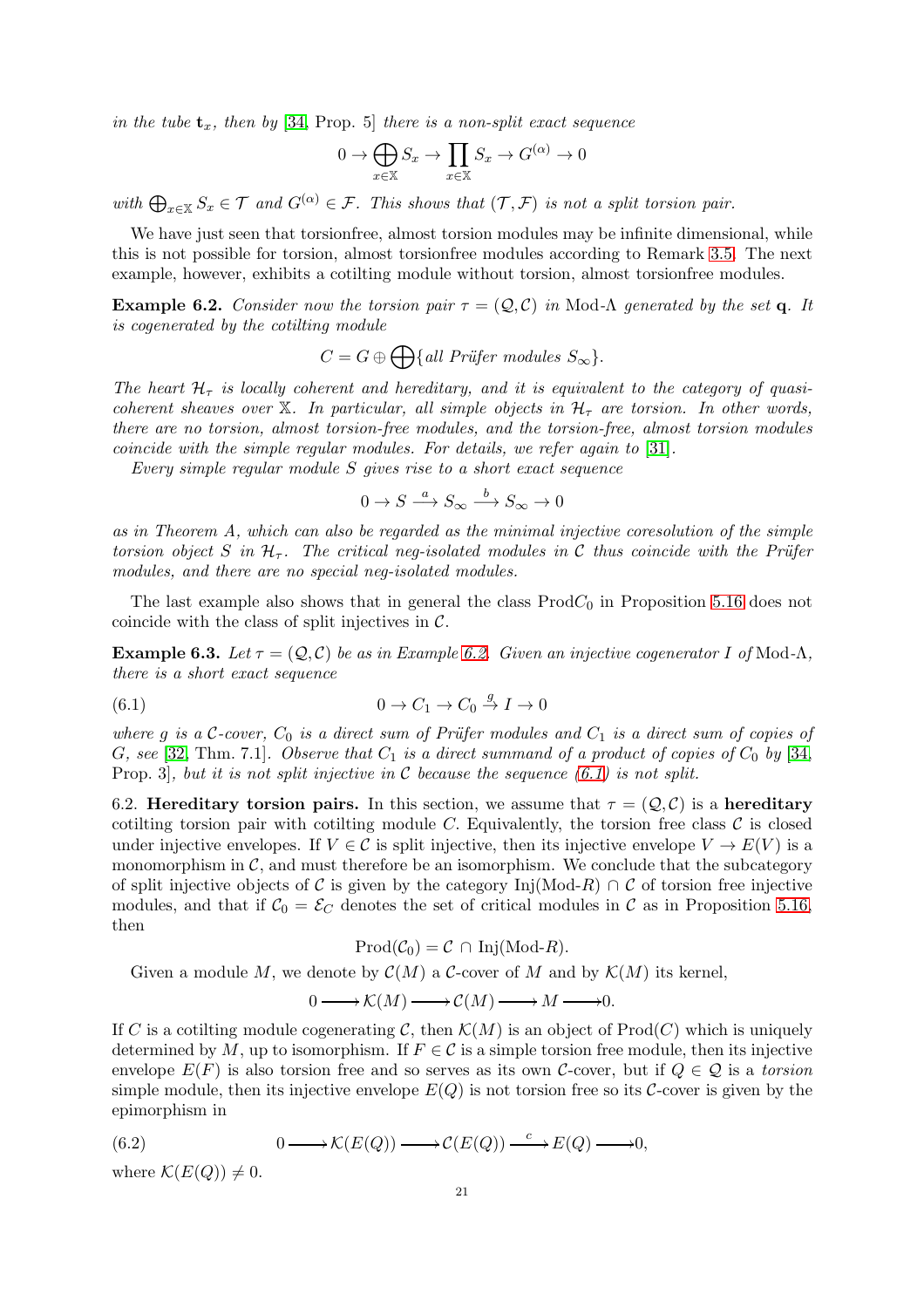*in the tube* $\mathbf{t}_x$*, then by* [34, Prop. 5] *there is a non-split exact sequence*

$$0 \to \bigoplus_{x \in \mathbb{X}} S_x \to \prod_{x \in \mathbb{X}} S_x \to G^{(\alpha)} \to 0$$

*with* $\bigoplus_{x\in\mathbb{X}} S_x \in \mathcal{T}$ *and* $G^{(\alpha)} \in \mathcal{F}$*. This shows that* $(\mathcal{T}, \mathcal{F})$ *is not a split torsion pair.*

We have just seen that torsionfree, almost torsion modules may be infinite dimensional, while this is not possible for torsion, almost torsionfree modules according to Remark 3.5. The next example, however, exhibits a cotilting module without torsion, almost torsionfree modules.

**Example 6.2.** *Consider now the torsion pair* $\tau = (\mathcal{Q}, \mathcal{C})$ *in* Mod-$\Lambda$ *generated by the set* $\mathbf{q}$*. It is cogenerated by the cotilting module*

$$C = G \oplus \bigoplus\{\text{all Prüfer modules } S_\infty\}.$$

*The heart* $\mathcal{H}_\tau$ *is locally coherent and hereditary, and it is equivalent to the category of quasi-coherent sheaves over* $\mathbb{X}$*. In particular, all simple objects in* $\mathcal{H}_\tau$ *are torsion. In other words, there are no torsion, almost torsion-free modules, and the torsion-free, almost torsion modules coincide with the simple regular modules. For details, we refer again to* [31].

*Every simple regular module* $S$ *gives rise to a short exact sequence*

$$0 \to S \xrightarrow{a} S_\infty \xrightarrow{b} S_\infty \to 0$$

*as in Theorem A, which can also be regarded as the minimal injective coresolution of the simple torsion object* $S$ *in* $\mathcal{H}_\tau$*. The critical neg-isolated modules in* $\mathcal{C}$ *thus coincide with the Prüfer modules, and there are no special neg-isolated modules.*

The last example also shows that in general the class Prod$C_0$ in Proposition 5.16 does not coincide with the class of split injectives in $\mathcal{C}$.

**Example 6.3.** *Let* $\tau = (\mathcal{Q}, \mathcal{C})$ *be as in Example 6.2. Given an injective cogenerator* $I$ *of* Mod-$\Lambda$*, there is a short exact sequence*

$$0 \to C_1 \to C_0 \xrightarrow{g} I \to 0 \tag{6.1}$$

*where* $g$ *is a* $\mathcal{C}$*-cover,* $C_0$ *is a direct sum of Prüfer modules and* $C_1$ *is a direct sum of copies of* $G$*, see* [32, Thm. 7.1]*. Observe that* $C_1$ *is a direct summand of a product of copies of* $C_0$ *by* [34, Prop. 3]*, but it is not split injective in* $\mathcal{C}$ *because the sequence (6.1) is not split.*

6.2. **Hereditary torsion pairs.** In this section, we assume that $\tau = (\mathcal{Q}, \mathcal{C})$ is a **hereditary** cotilting torsion pair with cotilting module $C$. Equivalently, the torsion free class $\mathcal{C}$ is closed under injective envelopes. If $V \in \mathcal{C}$ is split injective, then its injective envelope $V \to E(V)$ is a monomorphism in $\mathcal{C}$, and must therefore be an isomorphism. We conclude that the subcategory of split injective objects of $\mathcal{C}$ is given by the category Inj(Mod-$R$) $\cap\, \mathcal{C}$ of torsion free injective modules, and that if $\mathcal{C}_0 = \mathcal{E}_C$ denotes the set of critical modules in $\mathcal{C}$ as in Proposition 5.16, then

$$\text{Prod}(\mathcal{C}_0) = \mathcal{C} \,\cap\, \text{Inj}(\text{Mod-}R).$$

Given a module $M$, we denote by $\mathcal{C}(M)$ a $\mathcal{C}$-cover of $M$ and by $\mathcal{K}(M)$ its kernel,

$$0 \longrightarrow \mathcal{K}(M) \longrightarrow \mathcal{C}(M) \longrightarrow M \longrightarrow 0.$$

If $C$ is a cotilting module cogenerating $\mathcal{C}$, then $\mathcal{K}(M)$ is an object of Prod$(C)$ which is uniquely determined by $M$, up to isomorphism. If $F \in \mathcal{C}$ is a simple torsion free module, then its injective envelope $E(F)$ is also torsion free and so serves as its own $\mathcal{C}$-cover, but if $Q \in \mathcal{Q}$ is a *torsion* simple module, then its injective envelope $E(Q)$ is not torsion free so its $\mathcal{C}$-cover is given by the epimorphism in

$$0 \longrightarrow \mathcal{K}(E(Q)) \longrightarrow \mathcal{C}(E(Q)) \xrightarrow{c} E(Q) \longrightarrow 0, \tag{6.2}$$

where $\mathcal{K}(E(Q)) \neq 0$.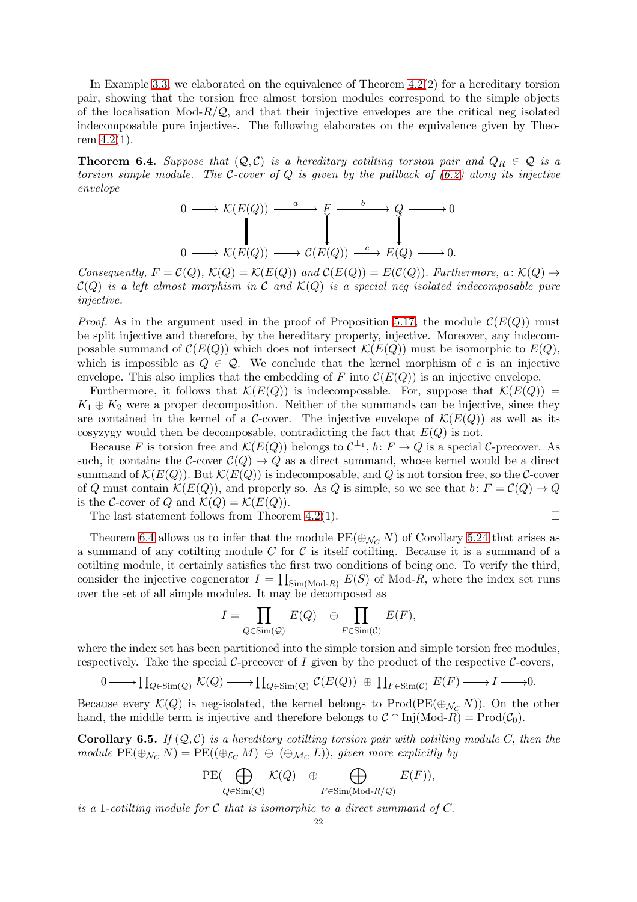In Example 3.3, we elaborated on the equivalence of Theorem 4.2(2) for a hereditary torsion pair, showing that the torsion free almost torsion modules correspond to the simple objects of the localisation Mod-$R/\mathcal{Q}$, and that their injective envelopes are the critical neg isolated indecomposable pure injectives. The following elaborates on the equivalence given by Theorem 4.2(1).

**Theorem 6.4.** *Suppose that $(\mathcal{Q}, \mathcal{C})$ is a hereditary cotilting torsion pair and $Q_R \in \mathcal{Q}$ is a torsion simple module. The $\mathcal{C}$-cover of $Q$ is given by the pullback of (6.2) along its injective envelope*

$$\begin{array}{ccccccccc}
0 & \longrightarrow & \mathcal{K}(E(Q)) & \xrightarrow{a} & F & \xrightarrow{b} & Q & \longrightarrow & 0 \\
 & & \| & & \downarrow & & \downarrow & & \\
0 & \longrightarrow & \mathcal{K}(E(Q)) & \longrightarrow & \mathcal{C}(E(Q)) & \xrightarrow{c} & E(Q) & \longrightarrow & 0.
\end{array}$$

*Consequently, $F = \mathcal{C}(Q)$, $\mathcal{K}(Q) = \mathcal{K}(E(Q))$ and $\mathcal{C}(E(Q)) = E(\mathcal{C}(Q))$. Furthermore, $a\colon \mathcal{K}(Q) \to \mathcal{C}(Q)$ is a left almost morphism in $\mathcal{C}$ and $\mathcal{K}(Q)$ is a special neg isolated indecomposable pure injective.*

*Proof.* As in the argument used in the proof of Proposition 5.17, the module $\mathcal{C}(E(Q))$ must be split injective and therefore, by the hereditary property, injective. Moreover, any indecomposable summand of $\mathcal{C}(E(Q))$ which does not intersect $\mathcal{K}(E(Q))$ must be isomorphic to $E(Q)$, which is impossible as $Q \in \mathcal{Q}$. We conclude that the kernel morphism of $c$ is an injective envelope. This also implies that the embedding of $F$ into $\mathcal{C}(E(Q))$ is an injective envelope.

Furthermore, it follows that $\mathcal{K}(E(Q))$ is indecomposable. For, suppose that $\mathcal{K}(E(Q)) = K_1 \oplus K_2$ were a proper decomposition. Neither of the summands can be injective, since they are contained in the kernel of a $\mathcal{C}$-cover. The injective envelope of $\mathcal{K}(E(Q))$ as well as its cosyzygy would then be decomposable, contradicting the fact that $E(Q)$ is not.

Because $F$ is torsion free and $\mathcal{K}(E(Q))$ belongs to $\mathcal{C}^{\perp_1}$, $b\colon F \to Q$ is a special $\mathcal{C}$-precover. As such, it contains the $\mathcal{C}$-cover $\mathcal{C}(Q) \to Q$ as a direct summand, whose kernel would be a direct summand of $\mathcal{K}(E(Q))$. But $\mathcal{K}(E(Q))$ is indecomposable, and $Q$ is not torsion free, so the $\mathcal{C}$-cover of $Q$ must contain $\mathcal{K}(E(Q))$, and properly so. As $Q$ is simple, so we see that $b\colon F = \mathcal{C}(Q) \to Q$ is the $\mathcal{C}$-cover of $Q$ and $\mathcal{K}(Q) = \mathcal{K}(E(Q))$.

The last statement follows from Theorem 4.2(1). $\square$

Theorem 6.4 allows us to infer that the module $\mathrm{PE}(\oplus_{\mathcal{N}_C} N)$ of Corollary 5.24 that arises as a summand of any cotilting module $C$ for $\mathcal{C}$ is itself cotilting. Because it is a summand of a cotilting module, it certainly satisfies the first two conditions of being one. To verify the third, consider the injective cogenerator $I = \prod_{\mathrm{Sim}(\text{Mod-}R)} E(S)$ of Mod-$R$, where the index set runs over the set of all simple modules. It may be decomposed as

$$I = \prod_{Q \in \mathrm{Sim}(\mathcal{Q})} E(Q) \quad \oplus \prod_{F \in \mathrm{Sim}(\mathcal{C})} E(F),$$

where the index set has been partitioned into the simple torsion and simple torsion free modules, respectively. Take the special $\mathcal{C}$-precover of $I$ given by the product of the respective $\mathcal{C}$-covers,

$$0 \longrightarrow \prod_{Q \in \mathrm{Sim}(\mathcal{Q})} \mathcal{K}(Q) \longrightarrow \prod_{Q \in \mathrm{Sim}(\mathcal{Q})} \mathcal{C}(E(Q)) \ \oplus \ \prod_{F \in \mathrm{Sim}(\mathcal{C})} E(F) \longrightarrow I \longrightarrow 0.$$

Because every $\mathcal{K}(Q)$ is neg-isolated, the kernel belongs to $\mathrm{Prod}(\mathrm{PE}(\oplus_{\mathcal{N}_C} N))$. On the other hand, the middle term is injective and therefore belongs to $\mathcal{C} \cap \mathrm{Inj}(\text{Mod-}R) = \mathrm{Prod}(\mathcal{C}_0)$.

**Corollary 6.5.** *If $(\mathcal{Q}, \mathcal{C})$ is a hereditary cotilting torsion pair with cotilting module $C$, then the module $\mathrm{PE}(\oplus_{\mathcal{N}_C} N) = \mathrm{PE}((\oplus_{\mathcal{E}_C} M) \ \oplus \ (\oplus_{\mathcal{M}_C} L))$, given more explicitly by*

$$\mathrm{PE}(\bigoplus_{Q \in \mathrm{Sim}(\mathcal{Q})} \mathcal{K}(Q) \quad \oplus \bigoplus_{F \in \mathrm{Sim}(\text{Mod-}R/\mathcal{Q})} E(F)),$$

*is a 1-cotilting module for $\mathcal{C}$ that is isomorphic to a direct summand of $C$.*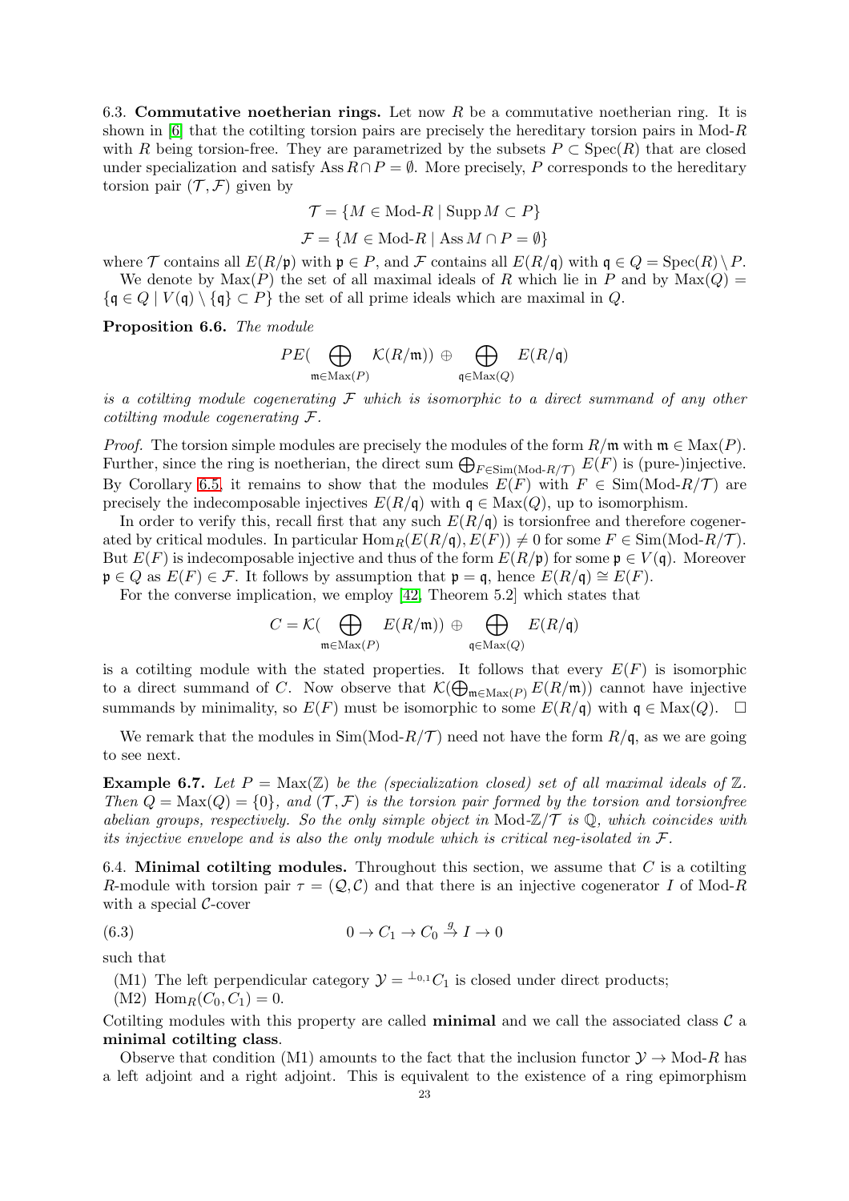6.3. **Commutative noetherian rings.** Let now $R$ be a commutative noetherian ring. It is shown in [6] that the cotilting torsion pairs are precisely the hereditary torsion pairs in Mod-$R$ with $R$ being torsion-free. They are parametrized by the subsets $P \subset \operatorname{Spec}(R)$ that are closed under specialization and satisfy $\operatorname{Ass} R \cap P = \emptyset$. More precisely, $P$ corresponds to the hereditary torsion pair $(\mathcal{T}, \mathcal{F})$ given by

$$\mathcal{T} = \{M \in \text{Mod-}R \mid \operatorname{Supp} M \subset P\}$$

$$\mathcal{F} = \{M \in \text{Mod-}R \mid \operatorname{Ass} M \cap P = \emptyset\}$$

where $\mathcal{T}$ contains all $E(R/\mathfrak{p})$ with $\mathfrak{p} \in P$, and $\mathcal{F}$ contains all $E(R/\mathfrak{q})$ with $\mathfrak{q} \in Q = \operatorname{Spec}(R) \setminus P$.

We denote by $\operatorname{Max}(P)$ the set of all maximal ideals of $R$ which lie in $P$ and by $\operatorname{Max}(Q) = \{\mathfrak{q} \in Q \mid V(\mathfrak{q}) \setminus \{\mathfrak{q}\} \subset P\}$ the set of all prime ideals which are maximal in $Q$.

**Proposition 6.6.** *The module*

$$PE(\bigoplus_{\mathfrak{m} \in \operatorname{Max}(P)} \mathcal{K}(R/\mathfrak{m})) \oplus \bigoplus_{\mathfrak{q} \in \operatorname{Max}(Q)} E(R/\mathfrak{q})$$

*is a cotilting module cogenerating $\mathcal{F}$ which is isomorphic to a direct summand of any other cotilting module cogenerating $\mathcal{F}$.*

*Proof.* The torsion simple modules are precisely the modules of the form $R/\mathfrak{m}$ with $\mathfrak{m} \in \operatorname{Max}(P)$. Further, since the ring is noetherian, the direct sum $\bigoplus_{F \in \operatorname{Sim}(\text{Mod-}R/\mathcal{T})} E(F)$ is (pure-)injective. By Corollary 6.5, it remains to show that the modules $E(F)$ with $F \in \operatorname{Sim}(\text{Mod-}R/\mathcal{T})$ are precisely the indecomposable injectives $E(R/\mathfrak{q})$ with $\mathfrak{q} \in \operatorname{Max}(Q)$, up to isomorphism.

In order to verify this, recall first that any such $E(R/\mathfrak{q})$ is torsionfree and therefore cogenerated by critical modules. In particular $\operatorname{Hom}_R(E(R/\mathfrak{q}), E(F)) \neq 0$ for some $F \in \operatorname{Sim}(\text{Mod-}R/\mathcal{T})$. But $E(F)$ is indecomposable injective and thus of the form $E(R/\mathfrak{p})$ for some $\mathfrak{p} \in V(\mathfrak{q})$. Moreover $\mathfrak{p} \in Q$ as $E(F) \in \mathcal{F}$. It follows by assumption that $\mathfrak{p} = \mathfrak{q}$, hence $E(R/\mathfrak{q}) \cong E(F)$.

For the converse implication, we employ [42, Theorem 5.2] which states that

$$C = \mathcal{K}(\bigoplus_{\mathfrak{m} \in \operatorname{Max}(P)} E(R/\mathfrak{m})) \oplus \bigoplus_{\mathfrak{q} \in \operatorname{Max}(Q)} E(R/\mathfrak{q})$$

is a cotilting module with the stated properties. It follows that every $E(F)$ is isomorphic to a direct summand of $C$. Now observe that $\mathcal{K}(\bigoplus_{\mathfrak{m} \in \operatorname{Max}(P)} E(R/\mathfrak{m}))$ cannot have injective summands by minimality, so $E(F)$ must be isomorphic to some $E(R/\mathfrak{q})$ with $\mathfrak{q} \in \operatorname{Max}(Q)$. $\square$

We remark that the modules in $\operatorname{Sim}(\text{Mod-}R/\mathcal{T})$ need not have the form $R/\mathfrak{q}$, as we are going to see next.

**Example 6.7.** *Let $P = \operatorname{Max}(\mathbb{Z})$ be the (specialization closed) set of all maximal ideals of $\mathbb{Z}$. Then $Q = \operatorname{Max}(Q) = \{0\}$, and $(\mathcal{T}, \mathcal{F})$ is the torsion pair formed by the torsion and torsionfree abelian groups, respectively. So the only simple object in $\text{Mod-}\mathbb{Z}/\mathcal{T}$ is $\mathbb{Q}$, which coincides with its injective envelope and is also the only module which is critical neg-isolated in $\mathcal{F}$.*

6.4. **Minimal cotilting modules.** Throughout this section, we assume that $C$ is a cotilting $R$-module with torsion pair $\tau = (\mathcal{Q}, \mathcal{C})$ and that there is an injective cogenerator $I$ of Mod-$R$ with a special $\mathcal{C}$-cover

$$0 \to C_1 \to C_0 \xrightarrow{g} I \to 0 \tag{6.3}$$

such that

(M1) The left perpendicular category $\mathcal{Y} = {}^{\perp_{0,1}}C_1$ is closed under direct products;
(M2) $\operatorname{Hom}_R(C_0, C_1) = 0$.

Cotilting modules with this property are called **minimal** and we call the associated class $\mathcal{C}$ a **minimal cotilting class**.

Observe that condition (M1) amounts to the fact that the inclusion functor $\mathcal{Y} \to \text{Mod-}R$ has a left adjoint and a right adjoint. This is equivalent to the existence of a ring epimorphism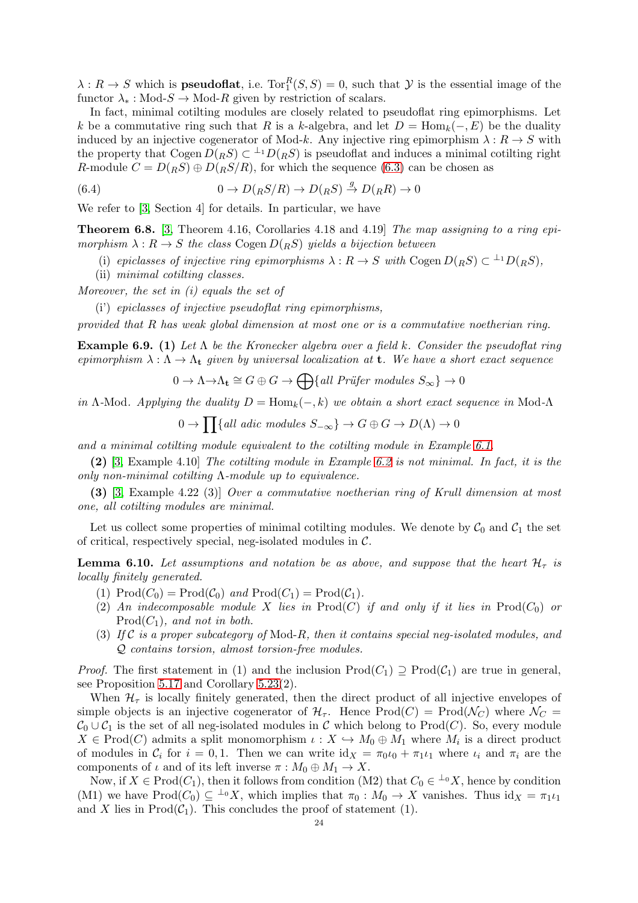$\lambda : R \to S$ which is **pseudoflat**, i.e. $\mathrm{Tor}_1^R(S,S) = 0$, such that $\mathcal{Y}$ is the essential image of the functor $\lambda_* : \text{Mod-}S \to \text{Mod-}R$ given by restriction of scalars.

In fact, minimal cotilting modules are closely related to pseudoflat ring epimorphisms. Let $k$ be a commutative ring such that $R$ is a $k$-algebra, and let $D = \mathrm{Hom}_k(-, E)$ be the duality induced by an injective cogenerator of Mod-$k$. Any injective ring epimorphism $\lambda : R \to S$ with the property that $\mathrm{Cogen}\, D({}_RS) \subset {}^{\perp_1}D({}_RS)$ is pseudoflat and induces a minimal cotilting right $R$-module $C = D({}_RS) \oplus D({}_RS/R)$, for which the sequence (6.3) can be chosen as

$$0 \to D({}_RS/R) \to D({}_RS) \xrightarrow{g} D({}_RR) \to 0 \tag{6.4}$$

We refer to [3, Section 4] for details. In particular, we have

**Theorem 6.8.** [3, Theorem 4.16, Corollaries 4.18 and 4.19] *The map assigning to a ring epimorphism $\lambda : R \to S$ the class $\mathrm{Cogen}\, D({}_RS)$ yields a bijection between*

(i) *epiclasses of injective ring epimorphisms $\lambda : R \to S$ with $\mathrm{Cogen}\, D({}_RS) \subset {}^{\perp_1}D({}_RS)$,*

(ii) *minimal cotilting classes.*

*Moreover, the set in (i) equals the set of*

(i') *epiclasses of injective pseudoflat ring epimorphisms,*

*provided that $R$ has weak global dimension at most one or is a commutative noetherian ring.*

**Example 6.9. (1)** *Let $\Lambda$ be the Kronecker algebra over a field $k$. Consider the pseudoflat ring epimorphism $\lambda : \Lambda \to \Lambda_{\mathbf{t}}$ given by universal localization at $\mathbf{t}$. We have a short exact sequence*

$$0 \to \Lambda \to \Lambda_{\mathbf{t}} \cong G \oplus G \to \bigoplus\{\textit{all Prüfer modules } S_\infty\} \to 0$$

*in $\Lambda$-Mod. Applying the duality $D = \mathrm{Hom}_k(-, k)$ we obtain a short exact sequence in Mod-$\Lambda$*

$$0 \to \prod\{\textit{all adic modules } S_{-\infty}\} \to G \oplus G \to D(\Lambda) \to 0$$

*and a minimal cotilting module equivalent to the cotilting module in Example 6.1.*

**(2)** [3, Example 4.10] *The cotilting module in Example 6.2 is not minimal. In fact, it is the only non-minimal cotilting $\Lambda$-module up to equivalence.*

**(3)** [3, Example 4.22 (3)] *Over a commutative noetherian ring of Krull dimension at most one, all cotilting modules are minimal.*

Let us collect some properties of minimal cotilting modules. We denote by $\mathcal{C}_0$ and $\mathcal{C}_1$ the set of critical, respectively special, neg-isolated modules in $\mathcal{C}$.

**Lemma 6.10.** *Let assumptions and notation be as above, and suppose that the heart $\mathcal{H}_\tau$ is locally finitely generated.*

(1) $\mathrm{Prod}(C_0) = \mathrm{Prod}(\mathcal{C}_0)$ *and* $\mathrm{Prod}(C_1) = \mathrm{Prod}(\mathcal{C}_1)$.

(2) *An indecomposable module $X$ lies in $\mathrm{Prod}(C)$ if and only if it lies in $\mathrm{Prod}(C_0)$ or $\mathrm{Prod}(C_1)$, and not in both.*

(3) *If $\mathcal{C}$ is a proper subcategory of Mod-$R$, then it contains special neg-isolated modules, and $\mathcal{Q}$ contains torsion, almost torsion-free modules.*

*Proof.* The first statement in (1) and the inclusion $\mathrm{Prod}(C_1) \supseteq \mathrm{Prod}(\mathcal{C}_1)$ are true in general, see Proposition 5.17 and Corollary 5.23(2).

When $\mathcal{H}_\tau$ is locally finitely generated, then the direct product of all injective envelopes of simple objects is an injective cogenerator of $\mathcal{H}_\tau$. Hence $\mathrm{Prod}(C) = \mathrm{Prod}(\mathcal{N}_C)$ where $\mathcal{N}_C = \mathcal{C}_0 \cup \mathcal{C}_1$ is the set of all neg-isolated modules in $\mathcal{C}$ which belong to $\mathrm{Prod}(C)$. So, every module $X \in \mathrm{Prod}(C)$ admits a split monomorphism $\iota : X \hookrightarrow M_0 \oplus M_1$ where $M_i$ is a direct product of modules in $\mathcal{C}_i$ for $i = 0, 1$. Then we can write $\mathrm{id}_X = \pi_0\iota_0 + \pi_1\iota_1$ where $\iota_i$ and $\pi_i$ are the components of $\iota$ and of its left inverse $\pi : M_0 \oplus M_1 \to X$.

Now, if $X \in \mathrm{Prod}(C_1)$, then it follows from condition (M2) that $C_0 \in {}^{\perp_0}X$, hence by condition (M1) we have $\mathrm{Prod}(C_0) \subseteq {}^{\perp_0}X$, which implies that $\pi_0 : M_0 \to X$ vanishes. Thus $\mathrm{id}_X = \pi_1\iota_1$ and $X$ lies in $\mathrm{Prod}(\mathcal{C}_1)$. This concludes the proof of statement (1).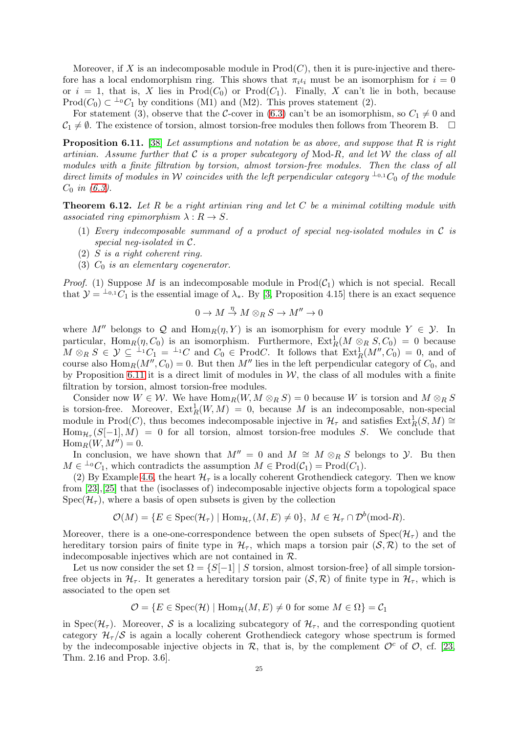Moreover, if $X$ is an indecomposable module in $\mathrm{Prod}(C)$, then it is pure-injective and therefore has a local endomorphism ring. This shows that $\pi_i\iota_i$ must be an isomorphism for $i = 0$ or $i = 1$, that is, $X$ lies in $\mathrm{Prod}(C_0)$ or $\mathrm{Prod}(C_1)$. Finally, $X$ can't lie in both, because $\mathrm{Prod}(C_0) \subset {}^{\perp_0}C_1$ by conditions (M1) and (M2). This proves statement (2).

For statement (3), observe that the $\mathcal{C}$-cover in (6.3) can't be an isomorphism, so $C_1 \neq 0$ and $\mathcal{C}_1 \neq \emptyset$. The existence of torsion, almost torsion-free modules then follows from Theorem B. $\square$

**Proposition 6.11.** [38] *Let assumptions and notation be as above, and suppose that $R$ is right artinian. Assume further that $\mathcal{C}$ is a proper subcategory of* Mod-$R$*, and let $\mathcal{W}$ the class of all modules with a finite filtration by torsion, almost torsion-free modules. Then the class of all direct limits of modules in $\mathcal{W}$ coincides with the left perpendicular category ${}^{\perp_{0,1}}C_0$ of the module $C_0$ in (6.3).*

**Theorem 6.12.** *Let $R$ be a right artinian ring and let $C$ be a minimal cotilting module with associated ring epimorphism $\lambda : R \to S$.*

1. *Every indecomposable summand of a product of special neg-isolated modules in $\mathcal{C}$ is special neg-isolated in $\mathcal{C}$.*
2. *$S$ is a right coherent ring.*
3. *$C_0$ is an elementary cogenerator.*

*Proof.* (1) Suppose $M$ is an indecomposable module in $\mathrm{Prod}(\mathcal{C}_1)$ which is not special. Recall that $\mathcal{Y} = {}^{\perp_{0,1}}C_1$ is the essential image of $\lambda_*$. By [3, Proposition 4.15] there is an exact sequence

$$0 \to M \overset{\eta}{\to} M \otimes_R S \to M'' \to 0$$

where $M''$ belongs to $\mathcal{Q}$ and $\mathrm{Hom}_R(\eta, Y)$ is an isomorphism for every module $Y \in \mathcal{Y}$. In particular, $\mathrm{Hom}_R(\eta, C_0)$ is an isomorphism. Furthermore, $\mathrm{Ext}^1_R(M \otimes_R S, C_0) = 0$ because $M \otimes_R S \in \mathcal{Y} \subseteq {}^{\perp_1}C_1 = {}^{\perp_1}C$ and $C_0 \in \mathrm{Prod}C$. It follows that $\mathrm{Ext}^1_R(M'', C_0) = 0$, and of course also $\mathrm{Hom}_R(M'', C_0) = 0$. But then $M''$ lies in the left perpendicular category of $C_0$, and by Proposition 6.11 it is a direct limit of modules in $\mathcal{W}$, the class of all modules with a finite filtration by torsion, almost torsion-free modules.

Consider now $W \in \mathcal{W}$. We have $\mathrm{Hom}_R(W, M \otimes_R S) = 0$ because $W$ is torsion and $M \otimes_R S$ is torsion-free. Moreover, $\mathrm{Ext}^1_R(W, M) = 0$, because $M$ is an indecomposable, non-special module in $\mathrm{Prod}(C)$, thus becomes indecomposable injective in $\mathcal{H}_\tau$ and satisfies $\mathrm{Ext}^1_R(S, M) \cong \mathrm{Hom}_{\mathcal{H}_\tau}(S[-1], M) = 0$ for all torsion, almost torsion-free modules $S$. We conclude that $\mathrm{Hom}_R(W, M'') = 0$.

In conclusion, we have shown that $M'' = 0$ and $M \cong M \otimes_R S$ belongs to $\mathcal{Y}$. Bu then $M \in {}^{\perp_0}C_1$, which contradicts the assumption $M \in \mathrm{Prod}(\mathcal{C}_1) = \mathrm{Prod}(C_1)$.

(2) By Example 4.6, the heart $\mathcal{H}_\tau$ is a locally coherent Grothendieck category. Then we know from [23],[25] that the (isoclasses of) indecomposable injective objects form a topological space $\mathrm{Spec}(\mathcal{H}_\tau)$, where a basis of open subsets is given by the collection

$$\mathcal{O}(M) = \{E \in \mathrm{Spec}(\mathcal{H}_\tau) \mid \mathrm{Hom}_{\mathcal{H}_\tau}(M, E) \neq 0\},\ M \in \mathcal{H}_\tau \cap \mathcal{D}^b(\text{mod-}R).$$

Moreover, there is a one-one-correspondence between the open subsets of $\mathrm{Spec}(\mathcal{H}_\tau)$ and the hereditary torsion pairs of finite type in $\mathcal{H}_\tau$, which maps a torsion pair $(\mathcal{S}, \mathcal{R})$ to the set of indecomposable injectives which are not contained in $\mathcal{R}$.

Let us now consider the set $\Omega = \{S[-1] \mid S \text{ torsion, almost torsion-free}\}$ of all simple torsion-free objects in $\mathcal{H}_\tau$. It generates a hereditary torsion pair $(\mathcal{S}, \mathcal{R})$ of finite type in $\mathcal{H}_\tau$, which is associated to the open set

$$\mathcal{O} = \{E \in \mathrm{Spec}(\mathcal{H}) \mid \mathrm{Hom}_{\mathcal{H}}(M, E) \neq 0 \text{ for some } M \in \Omega\} = \mathcal{C}_1$$

in $\mathrm{Spec}(\mathcal{H}_\tau)$. Moreover, $\mathcal{S}$ is a localizing subcategory of $\mathcal{H}_\tau$, and the corresponding quotient category $\mathcal{H}_\tau/\mathcal{S}$ is again a locally coherent Grothendieck category whose spectrum is formed by the indecomposable injective objects in $\mathcal{R}$, that is, by the complement $\mathcal{O}^c$ of $\mathcal{O}$, cf. [23, Thm. 2.16 and Prop. 3.6].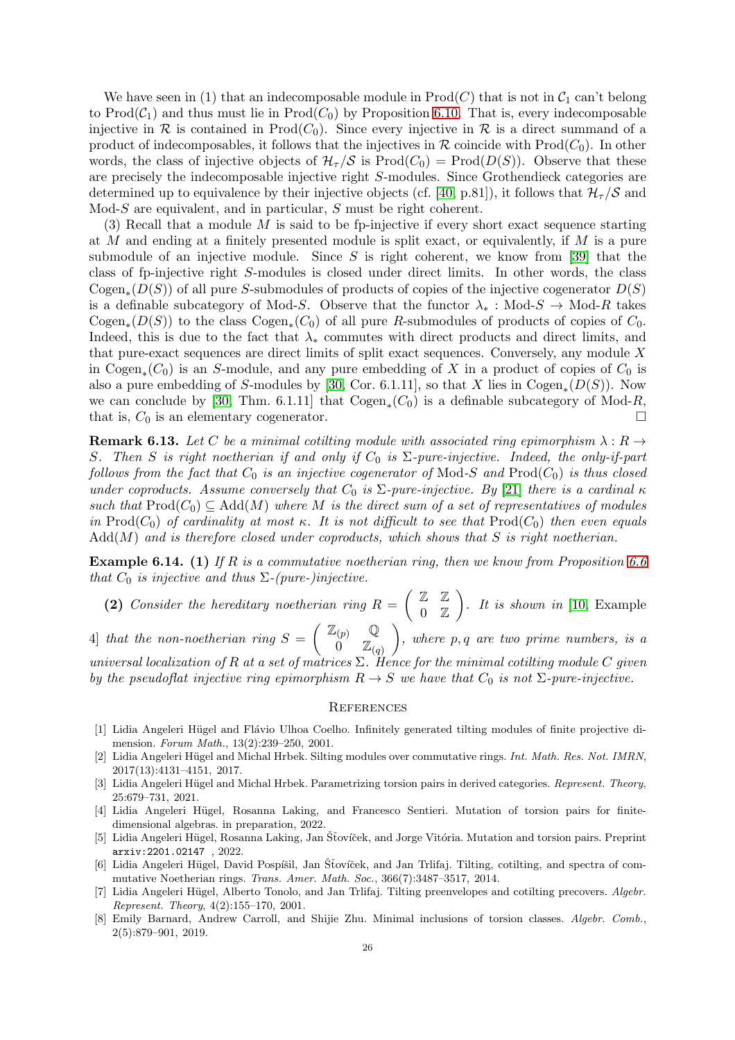We have seen in (1) that an indecomposable module in $\mathrm{Prod}(C)$ that is not in $\mathcal{C}_1$ can't belong to $\mathrm{Prod}(\mathcal{C}_1)$ and thus must lie in $\mathrm{Prod}(C_0)$ by Proposition 6.10. That is, every indecomposable injective in $\mathcal{R}$ is contained in $\mathrm{Prod}(C_0)$. Since every injective in $\mathcal{R}$ is a direct summand of a product of indecomposables, it follows that the injectives in $\mathcal{R}$ coincide with $\mathrm{Prod}(C_0)$. In other words, the class of injective objects of $\mathcal{H}_\tau/\mathcal{S}$ is $\mathrm{Prod}(C_0) = \mathrm{Prod}(D(S))$. Observe that these are precisely the indecomposable injective right $S$-modules. Since Grothendieck categories are determined up to equivalence by their injective objects (cf. [40, p.81]), it follows that $\mathcal{H}_\tau/\mathcal{S}$ and Mod-$S$ are equivalent, and in particular, $S$ must be right coherent.

(3) Recall that a module $M$ is said to be fp-injective if every short exact sequence starting at $M$ and ending at a finitely presented module is split exact, or equivalently, if $M$ is a pure submodule of an injective module. Since $S$ is right coherent, we know from [39] that the class of fp-injective right $S$-modules is closed under direct limits. In other words, the class $\mathrm{Cogen}_*(D(S))$ of all pure $S$-submodules of products of copies of the injective cogenerator $D(S)$ is a definable subcategory of Mod-$S$. Observe that the functor $\lambda_* : \text{Mod-}S \to \text{Mod-}R$ takes $\mathrm{Cogen}_*(D(S))$ to the class $\mathrm{Cogen}_*(C_0)$ of all pure $R$-submodules of products of copies of $C_0$. Indeed, this is due to the fact that $\lambda_*$ commutes with direct products and direct limits, and that pure-exact sequences are direct limits of split exact sequences. Conversely, any module $X$ in $\mathrm{Cogen}_*(C_0)$ is an $S$-module, and any pure embedding of $X$ in a product of copies of $C_0$ is also a pure embedding of $S$-modules by [30, Cor. 6.1.11], so that $X$ lies in $\mathrm{Cogen}_*(D(S))$. Now we can conclude by [30, Thm. 6.1.11] that $\mathrm{Cogen}_*(C_0)$ is a definable subcategory of Mod-$R$, that is, $C_0$ is an elementary cogenerator. $\square$

**Remark 6.13.** *Let $C$ be a minimal cotilting module with associated ring epimorphism $\lambda : R \to S$. Then $S$ is right noetherian if and only if $C_0$ is $\Sigma$-pure-injective. Indeed, the only-if-part follows from the fact that $C_0$ is an injective cogenerator of* Mod-$S$ *and $\mathrm{Prod}(C_0)$ is thus closed under coproducts. Assume conversely that $C_0$ is $\Sigma$-pure-injective. By [21] there is a cardinal $\kappa$ such that $\mathrm{Prod}(C_0) \subseteq \mathrm{Add}(M)$ where $M$ is the direct sum of a set of representatives of modules in $\mathrm{Prod}(C_0)$ of cardinality at most $\kappa$. It is not difficult to see that $\mathrm{Prod}(C_0)$ then even equals $\mathrm{Add}(M)$ and is therefore closed under coproducts, which shows that $S$ is right noetherian.*

**Example 6.14. (1)** *If $R$ is a commutative noetherian ring, then we know from Proposition 6.6 that $C_0$ is injective and thus $\Sigma$-(pure-)injective.*

**(2)** *Consider the hereditary noetherian ring $R = \begin{pmatrix} \mathbb{Z} & \mathbb{Z} \\ 0 & \mathbb{Z} \end{pmatrix}$. It is shown in [10, Example 4] that the non-noetherian ring $S = \begin{pmatrix} \mathbb{Z}_{(p)} & \mathbb{Q} \\ 0 & \mathbb{Z}_{(q)} \end{pmatrix}$, where $p, q$ are two prime numbers, is a universal localization of $R$ at a set of matrices $\Sigma$. Hence for the minimal cotilting module $C$ given by the pseudoflat injective ring epimorphism $R \to S$ we have that $C_0$ is not $\Sigma$-pure-injective.*

## References

[1] Lidia Angeleri Hügel and Flávio Ulhoa Coelho. Infinitely generated tilting modules of finite projective dimension. *Forum Math.*, 13(2):239–250, 2001.

[2] Lidia Angeleri Hügel and Michal Hrbek. Silting modules over commutative rings. *Int. Math. Res. Not. IMRN*, 2017(13):4131–4151, 2017.

[3] Lidia Angeleri Hügel and Michal Hrbek. Parametrizing torsion pairs in derived categories. *Represent. Theory*, 25:679–731, 2021.

[4] Lidia Angeleri Hügel, Rosanna Laking, and Francesco Sentieri. Mutation of torsion pairs for finite-dimensional algebras. in preparation, 2022.

[5] Lidia Angeleri Hügel, Rosanna Laking, Jan Šťovíček, and Jorge Vitória. Mutation and torsion pairs. Preprint `arxiv:2201.02147` , 2022.

[6] Lidia Angeleri Hügel, David Pospíšil, Jan Šťovíček, and Jan Trlifaj. Tilting, cotilting, and spectra of commutative Noetherian rings. *Trans. Amer. Math. Soc.*, 366(7):3487–3517, 2014.

[7] Lidia Angeleri Hügel, Alberto Tonolo, and Jan Trlifaj. Tilting preenvelopes and cotilting precovers. *Algebr. Represent. Theory*, 4(2):155–170, 2001.

[8] Emily Barnard, Andrew Carroll, and Shijie Zhu. Minimal inclusions of torsion classes. *Algebr. Comb.*, 2(5):879–901, 2019.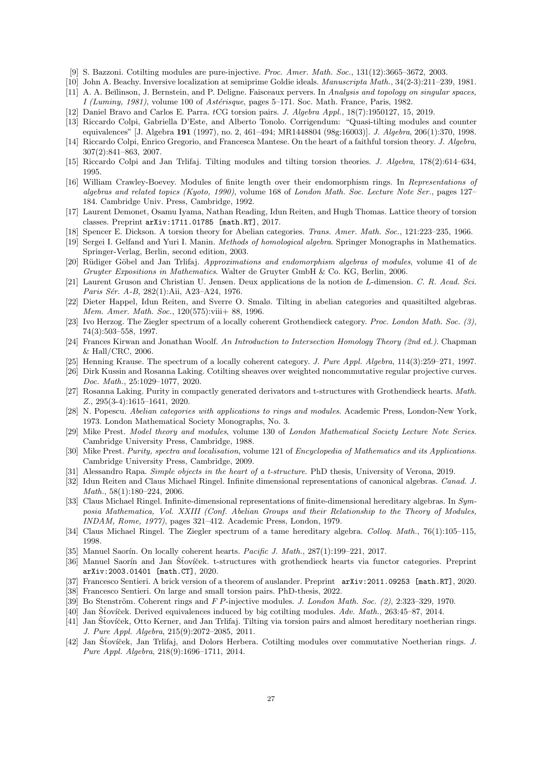- [9] S. Bazzoni. Cotilting modules are pure-injective. *Proc. Amer. Math. Soc.*, 131(12):3665–3672, 2003.
- [10] John A. Beachy. Inversive localization at semiprime Goldie ideals. *Manuscripta Math.*, 34(2-3):211–239, 1981.
- [11] A. A. Beĭlinson, J. Bernstein, and P. Deligne. Faisceaux pervers. In *Analysis and topology on singular spaces, I (Luminy, 1981)*, volume 100 of *Astérisque*, pages 5–171. Soc. Math. France, Paris, 1982.
- [12] Daniel Bravo and Carlos E. Parra. *t*CG torsion pairs. *J. Algebra Appl.*, 18(7):1950127, 15, 2019.
- [13] Riccardo Colpi, Gabriella D'Este, and Alberto Tonolo. Corrigendum: "Quasi-tilting modules and counter equivalences" [J. Algebra **191** (1997), no. 2, 461–494; MR1448804 (98g:16003)]. *J. Algebra*, 206(1):370, 1998.
- [14] Riccardo Colpi, Enrico Gregorio, and Francesca Mantese. On the heart of a faithful torsion theory. *J. Algebra*, 307(2):841–863, 2007.
- [15] Riccardo Colpi and Jan Trlifaj. Tilting modules and tilting torsion theories. *J. Algebra*, 178(2):614–634, 1995.
- [16] William Crawley-Boevey. Modules of finite length over their endomorphism rings. In *Representations of algebras and related topics (Kyoto, 1990)*, volume 168 of *London Math. Soc. Lecture Note Ser.*, pages 127–184. Cambridge Univ. Press, Cambridge, 1992.
- [17] Laurent Demonet, Osamu Iyama, Nathan Reading, Idun Reiten, and Hugh Thomas. Lattice theory of torsion classes. Preprint arXiv:1711.01785 [math.RT], 2017.
- [18] Spencer E. Dickson. A torsion theory for Abelian categories. *Trans. Amer. Math. Soc.*, 121:223–235, 1966.
- [19] Sergei I. Gelfand and Yuri I. Manin. *Methods of homological algebra*. Springer Monographs in Mathematics. Springer-Verlag, Berlin, second edition, 2003.
- [20] Rüdiger Göbel and Jan Trlifaj. *Approximations and endomorphism algebras of modules*, volume 41 of *de Gruyter Expositions in Mathematics*. Walter de Gruyter GmbH & Co. KG, Berlin, 2006.
- [21] Laurent Gruson and Christian U. Jensen. Deux applications de la notion de *L*-dimension. *C. R. Acad. Sci. Paris Sér. A-B*, 282(1):Aii, A23–A24, 1976.
- [22] Dieter Happel, Idun Reiten, and Sverre O. Smalø. Tilting in abelian categories and quasitilted algebras. *Mem. Amer. Math. Soc.*, 120(575):viii+ 88, 1996.
- [23] Ivo Herzog. The Ziegler spectrum of a locally coherent Grothendieck category. *Proc. London Math. Soc. (3)*, 74(3):503–558, 1997.
- [24] Frances Kirwan and Jonathan Woolf. *An Introduction to Intersection Homology Theory (2nd ed.)*. Chapman & Hall/CRC, 2006.
- [25] Henning Krause. The spectrum of a locally coherent category. *J. Pure Appl. Algebra*, 114(3):259–271, 1997.
- [26] Dirk Kussin and Rosanna Laking. Cotilting sheaves over weighted noncommutative regular projective curves. *Doc. Math.*, 25:1029–1077, 2020.
- [27] Rosanna Laking. Purity in compactly generated derivators and t-structures with Grothendieck hearts. *Math. Z.*, 295(3-4):1615–1641, 2020.
- [28] N. Popescu. *Abelian categories with applications to rings and modules*. Academic Press, London-New York, 1973. London Mathematical Society Monographs, No. 3.
- [29] Mike Prest. *Model theory and modules*, volume 130 of *London Mathematical Society Lecture Note Series*. Cambridge University Press, Cambridge, 1988.
- [30] Mike Prest. *Purity, spectra and localisation*, volume 121 of *Encyclopedia of Mathematics and its Applications*. Cambridge University Press, Cambridge, 2009.
- [31] Alessandro Rapa. *Simple objects in the heart of a t-structure*. PhD thesis, University of Verona, 2019.
- [32] Idun Reiten and Claus Michael Ringel. Infinite dimensional representations of canonical algebras. *Canad. J. Math.*, 58(1):180–224, 2006.
- [33] Claus Michael Ringel. Infinite-dimensional representations of finite-dimensional hereditary algebras. In *Symposia Mathematica, Vol. XXIII (Conf. Abelian Groups and their Relationship to the Theory of Modules, INDAM, Rome, 1977)*, pages 321–412. Academic Press, London, 1979.
- [34] Claus Michael Ringel. The Ziegler spectrum of a tame hereditary algebra. *Colloq. Math.*, 76(1):105–115, 1998.
- [35] Manuel Saorín. On locally coherent hearts. *Pacific J. Math.*, 287(1):199–221, 2017.
- [36] Manuel Saorín and Jan Šťovíček. t-structures with grothendieck hearts via functor categories. Preprint arXiv:2003.01401 [math.CT], 2020.
- [37] Francesco Sentieri. A brick version of a theorem of auslander. Preprint arXiv:2011.09253 [math.RT], 2020.
- [38] Francesco Sentieri. On large and small torsion pairs. PhD-thesis, 2022.
- [39] Bo Stenström. Coherent rings and *FP*-injective modules. *J. London Math. Soc. (2)*, 2:323–329, 1970.
- [40] Jan Šťovíček. Derived equivalences induced by big cotilting modules. *Adv. Math.*, 263:45–87, 2014.
- [41] Jan Šťovíček, Otto Kerner, and Jan Trlifaj. Tilting via torsion pairs and almost hereditary noetherian rings. *J. Pure Appl. Algebra*, 215(9):2072–2085, 2011.
- [42] Jan Šťovíček, Jan Trlifaj, and Dolors Herbera. Cotilting modules over commutative Noetherian rings. *J. Pure Appl. Algebra*, 218(9):1696–1711, 2014.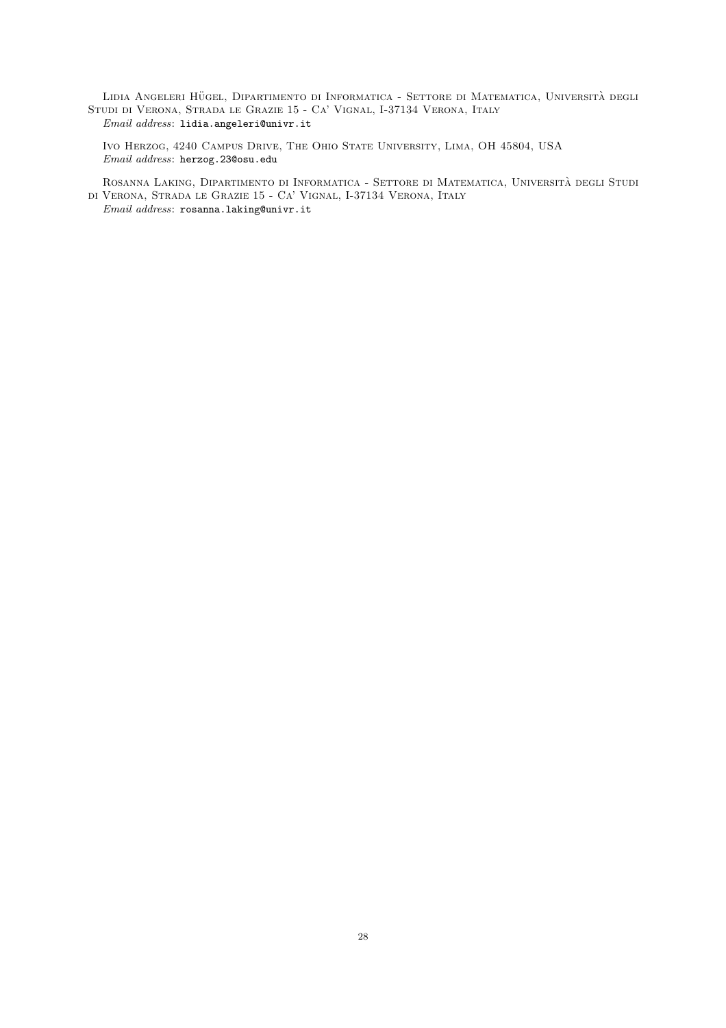Lidia Angeleri Hügel, Dipartimento di Informatica - Settore di Matematica, Università degli Studi di Verona, Strada le Grazie 15 - Ca' Vignal, I-37134 Verona, Italy
*Email address*: lidia.angeleri@univr.it

Ivo Herzog, 4240 Campus Drive, The Ohio State University, Lima, OH 45804, USA
*Email address*: herzog.23@osu.edu

Rosanna Laking, Dipartimento di Informatica - Settore di Matematica, Università degli Studi di Verona, Strada le Grazie 15 - Ca' Vignal, I-37134 Verona, Italy
*Email address*: rosanna.laking@univr.it